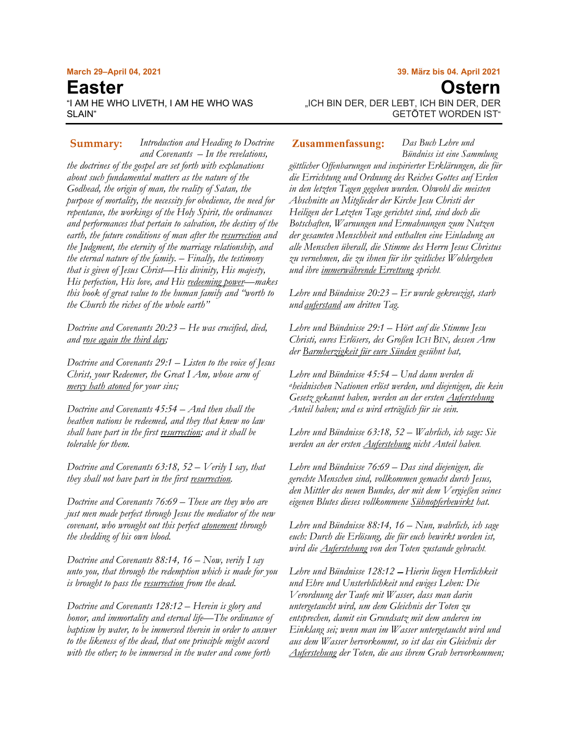**March 29–April 04, 2021**

# Easter

"I AM HE WHO LIVETH, I AM HE WHO WAS SLAIN"

**Summary:** *Introduction and Heading to Doctrine and Covenants – In the revelations, the doctrines of the gospel are set forth with explanations about such fundamental matters as the nature of the Godhead, the origin of man, the reality of Satan, the purpose of mortality, the necessity for obedience, the need for repentance, the workings of the Holy Spirit, the ordinances and performances that pertain to salvation, the destiny of the earth, the future conditions of man after the resurrection and the Judgment, the eternity of the marriage relationship, and the eternal nature of the family. – Finally, the testimony that is given of Jesus Christ—His divinity, His majesty, His perfection, His love, and His redeeming power—makes this book of great value to the human family and "worth to the Church the riches of the whole earth"*

*Doctrine and Covenants 20:23 – He was crucified, died, and rose again the third day;*

*Doctrine and Covenants 29:1 – Listen to the voice of Jesus Christ, your Redeemer, the Great I Am, whose arm of mercy hath atoned for your sins;*

*Doctrine and Covenants 45:54 – And then shall the heathen nations be redeemed, and they that knew no law shall have part in the first resurrection; and it shall be tolerable for them.*

*Doctrine and Covenants 63:18, 52 – Verily I say, that they shall not have part in the first resurrection.*

*Doctrine and Covenants 76:69 – These are they who are just men made perfect through Jesus the mediator of the new covenant, who wrought out this perfect atonement through the shedding of his own blood.*

*Doctrine and Covenants 88:14, 16 – Now, verily I say unto you, that through the redemption which is made for you is brought to pass the resurrection from the dead.*

*Doctrine and Covenants 128:12 – Herein is glory and honor, and immortality and eternal life—The ordinance of baptism by water, to be immersed therein in order to answer to the likeness of the dead, that one principle might accord with the other; to be immersed in the water and come forth*

**39. März bis 04. April 2021**

# Ostern

„ICH BIN DER, DER LEBT, ICH BIN DER, DER GETÖTET WORDEN IST"

**Zusammenfassung:** *Das Buch Lehre und Bündniss ist eine Sammlung göttlicher Offenbarungen und inspirierter Erklärungen, die für die Errichtung und Ordnung des Reiches Gottes auf Erden in den letzten Tagen gegeben wurden. Obwohl die meisten Abschnitte an Mitglieder der Kirche Jesu Christi der Heiligen der Letzten Tage gerichtet sind, sind doch die Botschaften, Warnungen und Ermahnungen zum Nutzen der gesamten Menschheit und enthalten eine Einladung an alle Menschen überall, die Stimme des Herrn Jesus Christus zu vernehmen, die zu ihnen für ihr zeitliches Wohlergehen und ihre immerwährende Errettung spricht.*

*Lehre und Bündnisse 20:23 – Er wurde gekreuzigt, starb und auferstand am dritten Tag.*

*Lehre und Bündnisse 29:1 – Hört auf die Stimme Jesu Christi, eures Erlösers, des Großen ICH BIN, dessen Arm der Barmherzigkeit für eure Sünden gesühnt hat,*

*Lehre und Bündnisse 45:54 – Und dann werden di [a]heidnischen Nationen erlöst werden, und diejenigen, die kein Gesetz gekannt haben, werden an der ersten Auferstehung Anteil haben; und es wird erträglich für sie sein.*

*Lehre und Bündnisse 63:18, 52 – Wahrlich, ich sage: Sie werden an der ersten Auferstehung nicht Anteil haben.*

*Lehre und Bündnisse 76:69 – Das sind diejenigen, die gerechte Menschen sind, vollkommen gemacht durch Jesus, den Mittler des neuen Bundes, der mit dem Vergießen seines eigenen Blutes dieses vollkommene Sühnopferbewirkt hat.*

*Lehre und Bündnisse 88:14, 16 – Nun, wahrlich, ich sage euch: Durch die Erlösung, die für euch bewirkt worden ist, wird die Auferstehung von den Toten zustande gebracht.*

*Lehre und Bündnisse 128:12 – Hierin liegen Herrlichkeit und Ehre und Unsterblichkeit und ewiges Leben: Die Verordnung der Taufe mit Wasser, dass man darin untergetaucht wird, um dem Gleichnis der Toten zu entsprechen, damit ein Grundsatz mit dem anderen im Einklang sei; wenn man im Wasser untergetaucht wird und aus dem Wasser hervorkommt, so ist das ein Gleichnis der Auferstehung der Toten, die aus ihrem Grab hervorkommen;*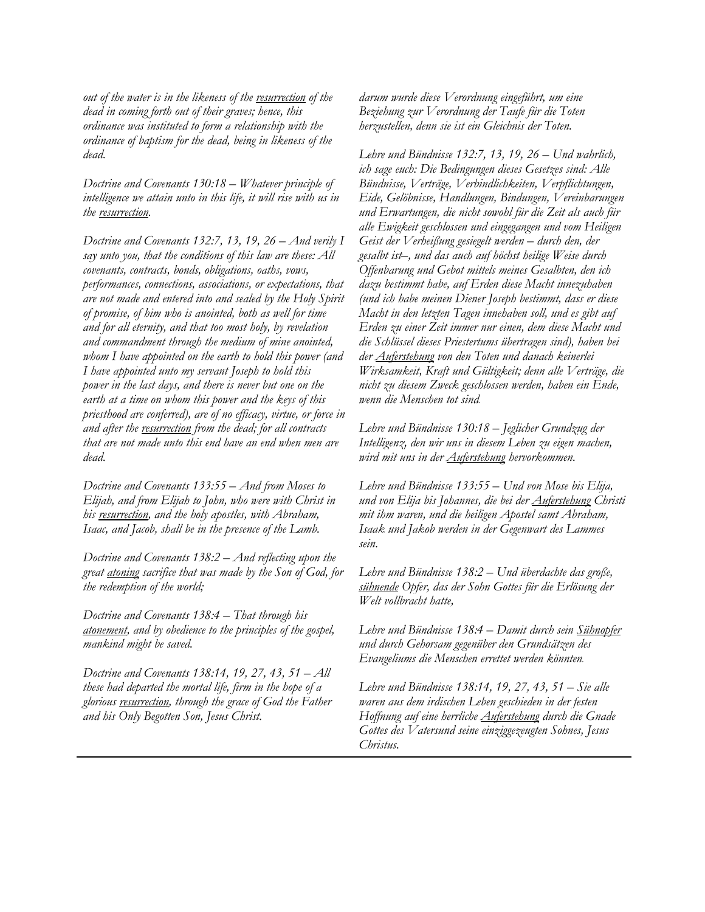*out of the water is in the likeness of the resurrection of the dead in coming forth out of their graves; hence, this ordinance was instituted to form a relationship with the ordinance of baptism for the dead, being in likeness of the dead.*

*Doctrine and Covenants 130:18 – Whatever principle of intelligence we attain unto in this life, it will rise with us in the resurrection.*

*Doctrine and Covenants 132:7, 13, 19, 26 – And verily I say unto you, that the conditions of this law are these: All covenants, contracts, bonds, obligations, oaths, vows, performances, connections, associations, or expectations, that are not made and entered into and sealed by the Holy Spirit of promise, of him who is anointed, both as well for time and for all eternity, and that too most holy, by revelation and commandment through the medium of mine anointed, whom I have appointed on the earth to hold this power (and I have appointed unto my servant Joseph to hold this power in the last days, and there is never but one on the earth at a time on whom this power and the keys of this priesthood are conferred), are of no efficacy, virtue, or force in and after the resurrection from the dead; for all contracts that are not made unto this end have an end when men are dead.*

*Doctrine and Covenants 133:55 – And from Moses to Elijah, and from Elijah to John, who were with Christ in his resurrection, and the holy apostles, with Abraham, Isaac, and Jacob, shall be in the presence of the Lamb.*

*Doctrine and Covenants 138:2 – And reflecting upon the great atoning sacrifice that was made by the Son of God, for the redemption of the world;*

*Doctrine and Covenants 138:4 – That through his atonement, and by obedience to the principles of the gospel, mankind might be saved.*

*Doctrine and Covenants 138:14, 19, 27, 43, 51 – All these had departed the mortal life, firm in the hope of a glorious resurrection, through the grace of God the Father and his Only Begotten Son, Jesus Christ.*

*darum wurde diese Verordnung eingeführt, um eine Beziehung zur Verordnung der Taufe für die Toten herzustellen, denn sie ist ein Gleichnis der Toten.*

*Lehre und Bündnisse 132:7, 13, 19, 26 – Und wahrlich, ich sage euch: Die Bedingungen dieses Gesetzes sind: Alle Bündnisse, Verträge, Verbindlichkeiten, Verpflichtungen, Eide, Gelöbnisse, Handlungen, Bindungen, Vereinbarungen und Erwartungen, die nicht sowohl für die Zeit als auch für alle Ewigkeit geschlossen und eingegangen und vom Heiligen Geist der Verheißung gesiegelt werden – durch den, der gesalbt ist–, und das auch auf höchst heilige Weise durch Offenbarung und Gebot mittels meines Gesalbten, den ich dazu bestimmt habe, auf Erden diese Macht innezuhaben (und ich habe meinen Diener Joseph bestimmt, dass er diese Macht in den letzten Tagen innehaben soll, und es gibt auf Erden zu einer Zeit immer nur einen, dem diese Macht und die Schlüssel dieses Priestertums übertragen sind), haben bei der Auferstehung von den Toten und danach keinerlei Wirksamkeit, Kraft und Gültigkeit; denn alle Verträge, die nicht zu diesem Zweck geschlossen werden, haben ein Ende, wenn die Menschen tot sind.*

*Lehre und Bündnisse 130:18 – Jeglicher Grundzug der Intelligenz, den wir uns in diesem Leben zu eigen machen, wird mit uns in der Auferstehung hervorkommen.*

*Lehre und Bündnisse 133:55 – Und von Mose bis Elija, und von Elija bis Johannes, die bei der Auferstehung Christi mit ihm waren, und die heiligen Apostel samt Abraham, Isaak und Jakob werden in der Gegenwart des Lammes sein.*

*Lehre und Bündnisse 138:2 – Und überdachte das große, sühnende Opfer, das der Sohn Gottes für die Erlösung der Welt vollbracht hatte,*

*Lehre und Bündnisse 138:4 – Damit durch sein Sühnopfer und durch Gehorsam gegenüber den Grundsätzen des Evangeliums die Menschen errettet werden könnten.*

*Lehre und Bündnisse 138:14, 19, 27, 43, 51 – Sie alle waren aus dem irdischen Leben geschieden in der festen Hoffnung auf eine herrliche Auferstehung durch die Gnade Gottes des Vatersund seine einziggezeugten Sohnes, Jesus Christus.*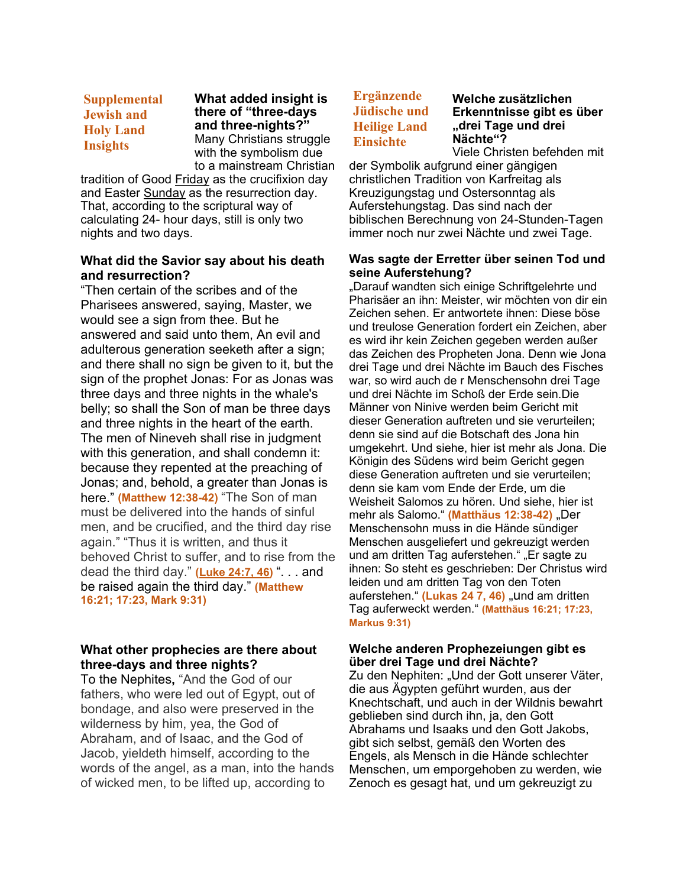## Supplemental Jewish and Holy Land Insights

**What added insight is there of "three-days and three-nights?"** Many Christians struggle with the symbolism due to a mainstream Christian tradition of Good Friday as the crucifixion day and Easter Sunday as the resurrection day. That, according to the scriptural way of calculating 24- hour days, still is only two nights and two days.

**What did the Savior say about his death and resurrection?**

"Then certain of the scribes and of the Pharisees answered, saying, Master, we would see a sign from thee. But he answered and said unto them, An evil and adulterous generation seeketh after a sign; and there shall no sign be given to it, but the sign of the prophet Jonas: For as Jonas was three days and three nights in the whale's belly; so shall the Son of man be three days and three nights in the heart of the earth. The men of Nineveh shall rise in judgment with this generation, and shall condemn it: because they repented at the preaching of Jonas; and, behold, a greater than Jonas is here." **(Matthew 12:38-42)** "The Son of man must be delivered into the hands of sinful men, and be crucified, and the third day rise again." "Thus it is written, and thus it behoved Christ to suffer, and to rise from the dead the third day." **(Luke 24:7, 46)** ". . . and be raised again the third day." **(Matthew 16:21; 17:23, Mark 9:31)**

**What other prophecies are there about three-days and three nights?**

To the Nephites, "And the God of our fathers, who were led out of Egypt, out of bondage, and also were preserved in the wilderness by him, yea, the God of Abraham, and of Isaac, and the God of Jacob, yieldeth himself, according to the words of the angel, as a man, into the hands of wicked men, to be lifted up, according to

## Ergänzende Jüdische und Heilige Land Einsichte

**Welche zusätzlichen Erkenntnisse gibt es über „drei Tage und drei Nächte"?** Viele Christen befehden mit der Symbolik aufgrund einer gängigen christlichen Tradition von Karfreitag als Kreuzigungstag und Ostersonntag als Auferstehungstag. Das sind nach der biblischen Berechnung von 24-Stunden-Tagen immer noch nur zwei Nächte und zwei Tage.

**Was sagte der Erretter über seinen Tod und seine Auferstehung?**

„Darauf wandten sich einige Schriftgelehrte und Pharisäer an ihn: Meister, wir möchten von dir ein Zeichen sehen. Er antwortete ihnen: Diese böse und treulose Generation fordert ein Zeichen, aber es wird ihr kein Zeichen gegeben werden außer das Zeichen des Propheten Jona. Denn wie Jona drei Tage und drei Nächte im Bauch des Fisches war, so wird auch de r Menschensohn drei Tage und drei Nächte im Schoß der Erde sein.Die Männer von Ninive werden beim Gericht mit dieser Generation auftreten und sie verurteilen; denn sie sind auf die Botschaft des Jona hin umgekehrt. Und siehe, hier ist mehr als Jona. Die Königin des Südens wird beim Gericht gegen diese Generation auftreten und sie verurteilen; denn sie kam vom Ende der Erde, um die Weisheit Salomos zu hören. Und siehe, hier ist mehr als Salomo." **(Matthäus 12:38-42)** „Der Menschensohn muss in die Hände sündiger Menschen ausgeliefert und gekreuzigt werden und am dritten Tag auferstehen." „Er sagte zu ihnen: So steht es geschrieben: Der Christus wird leiden und am dritten Tag von den Toten auferstehen." **(Lukas 24 7, 46)** „und am dritten Tag auferweckt werden." **(Matthäus 16:21; 17:23, Markus 9:31)**

**Welche anderen Prophezeiungen gibt es über drei Tage und drei Nächte?**

Zu den Nephiten: „Und der Gott unserer Väter, die aus Ägypten geführt wurden, aus der Knechtschaft, und auch in der Wildnis bewahrt geblieben sind durch ihn, ja, den Gott Abrahams und Isaaks und den Gott Jakobs, gibt sich selbst, gemäß den Worten des Engels, als Mensch in die Hände schlechter Menschen, um emporgehoben zu werden, wie Zenoch es gesagt hat, und um gekreuzigt zu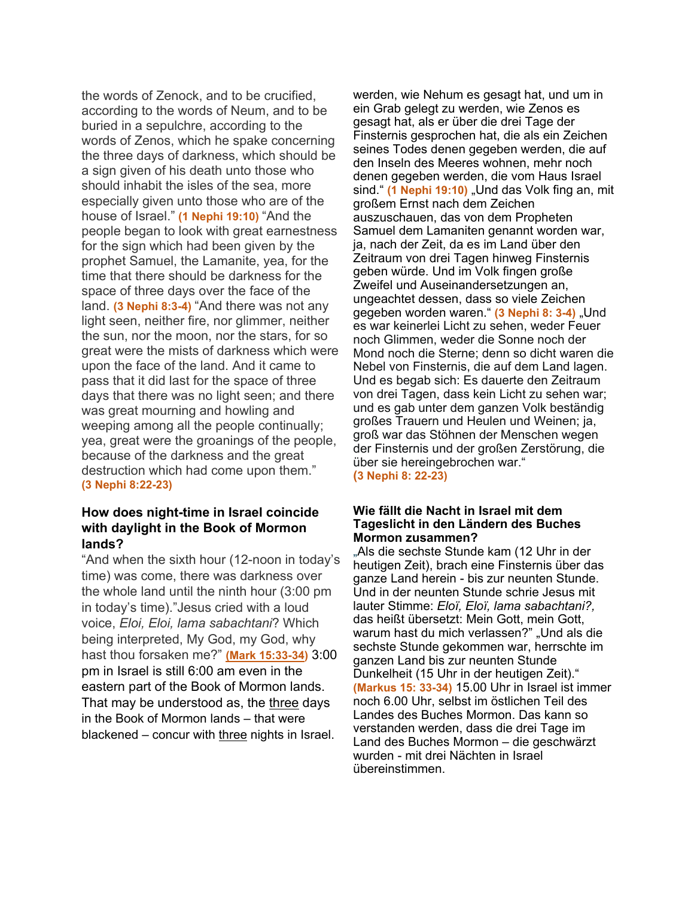the words of Zenock, and to be crucified, according to the words of Neum, and to be buried in a sepulchre, according to the words of Zenos, which he spake concerning the three days of darkness, which should be a sign given of his death unto those who should inhabit the isles of the sea, more especially given unto those who are of the house of Israel." **(1 Nephi 19:10)** "And the people began to look with great earnestness for the sign which had been given by the prophet Samuel, the Lamanite, yea, for the time that there should be darkness for the space of three days over the face of the land. **(3 Nephi 8:3-4)** "And there was not any light seen, neither fire, nor glimmer, neither the sun, nor the moon, nor the stars, for so great were the mists of darkness which were upon the face of the land. And it came to pass that it did last for the space of three days that there was no light seen; and there was great mourning and howling and weeping among all the people continually; yea, great were the groanings of the people, because of the darkness and the great destruction which had come upon them." **(3 Nephi 8:22-23)**

### How does night-time in Israel coincide with daylight in the Book of Mormon lands?

"And when the sixth hour (12-noon in today's time) was come, there was darkness over the whole land until the ninth hour (3:00 pm in today's time)."Jesus cried with a loud voice, *Eloi, Eloi, lama sabachtani*? Which being interpreted, My God, my God, why hast thou forsaken me?" **(Mark 15:33-34)** 3:00 pm in Israel is still 6:00 am even in the eastern part of the Book of Mormon lands. That may be understood as, the <u>three</u> days in the Book of Mormon lands – that were blackened – concur with <u>three</u> nights in Israel.

werden, wie Nehum es gesagt hat, und um in ein Grab gelegt zu werden, wie Zenos es gesagt hat, als er über die drei Tage der Finsternis gesprochen hat, die als ein Zeichen seines Todes denen gegeben werden, die auf den Inseln des Meeres wohnen, mehr noch denen gegeben werden, die vom Haus Israel sind." **(1 Nephi 19:10)** „Und das Volk fing an, mit großem Ernst nach dem Zeichen auszuschauen, das von dem Propheten Samuel dem Lamaniten genannt worden war, ja, nach der Zeit, da es im Land über den Zeitraum von drei Tagen hinweg Finsternis geben würde. Und im Volk fingen große Zweifel und Auseinandersetzungen an, ungeachtet dessen, dass so viele Zeichen gegeben worden waren." **(3 Nephi 8: 3-4)** „Und es war keinerlei Licht zu sehen, weder Feuer noch Glimmen, weder die Sonne noch der Mond noch die Sterne; denn so dicht waren die Nebel von Finsternis, die auf dem Land lagen. Und es begab sich: Es dauerte den Zeitraum von drei Tagen, dass kein Licht zu sehen war; und es gab unter dem ganzen Volk beständig großes Trauern und Heulen und Weinen; ja, groß war das Stöhnen der Menschen wegen der Finsternis und der großen Zerstörung, die über sie hereingebrochen war."
**(3 Nephi 8: 22-23)**

### Wie fällt die Nacht in Israel mit dem Tageslicht in den Ländern des Buches Mormon zusammen?

„Als die sechste Stunde kam (12 Uhr in der heutigen Zeit), brach eine Finsternis über das ganze Land herein - bis zur neunten Stunde. Und in der neunten Stunde schrie Jesus mit lauter Stimme: *Eloï, Eloï, lama sabachtani?,* das heißt übersetzt: Mein Gott, mein Gott, warum hast du mich verlassen?" „Und als die sechste Stunde gekommen war, herrschte im ganzen Land bis zur neunten Stunde Dunkelheit (15 Uhr in der heutigen Zeit)." **(Markus 15: 33-34)** 15.00 Uhr in Israel ist immer noch 6.00 Uhr, selbst im östlichen Teil des Landes des Buches Mormon. Das kann so verstanden werden, dass die drei Tage im Land des Buches Mormon – die geschwärzt wurden - mit drei Nächten in Israel übereinstimmen.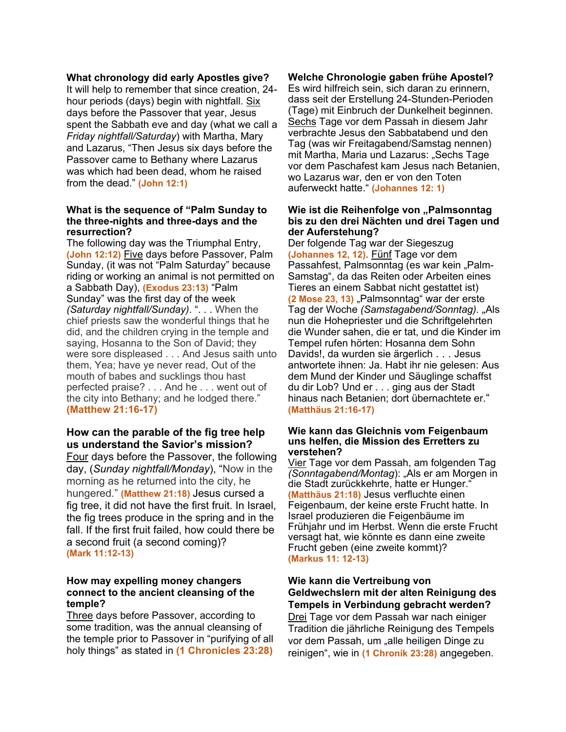**What chronology did early Apostles give?**
It will help to remember that since creation, 24-hour periods (days) begin with nightfall. Six days before the Passover that year, Jesus spent the Sabbath eve and day (what we call a *Friday nightfall/Saturday*) with Martha, Mary and Lazarus, "Then Jesus six days before the Passover came to Bethany where Lazarus was which had been dead, whom he raised from the dead." **(John 12:1)**

**What is the sequence of "Palm Sunday to the three-nights and three-days and the resurrection?**
The following day was the Triumphal Entry, **(John 12:12)** Five days before Passover, Palm Sunday, (it was not "Palm Saturday" because riding or working an animal is not permitted on a Sabbath Day), **(Exodus 23:13)** "Palm Sunday" was the first day of the week *(Saturday nightfall/Sunday)*. ". . . When the chief priests saw the wonderful things that he did, and the children crying in the temple and saying, Hosanna to the Son of David; they were sore displeased . . . And Jesus saith unto them, Yea; have ye never read, Out of the mouth of babes and sucklings thou hast perfected praise? . . . And he . . . went out of the city into Bethany; and he lodged there." **(Matthew 21:16-17)**

**How can the parable of the fig tree help us understand the Savior's mission?**
Four days before the Passover, the following day, (*Sunday nightfall/Monday*), "Now in the morning as he returned into the city, he hungered." **(Matthew 21:18)** Jesus cursed a fig tree, it did not have the first fruit. In Israel, the fig trees produce in the spring and in the fall. If the first fruit failed, how could there be a second fruit (a second coming)? **(Mark 11:12-13)**

**How may expelling money changers connect to the ancient cleansing of the temple?**
Three days before Passover, according to some tradition, was the annual cleansing of the temple prior to Passover in "purifying of all holy things" as stated in **(1 Chronicles 23:28)**

**Welche Chronologie gaben frühe Apostel?**
Es wird hilfreich sein, sich daran zu erinnern, dass seit der Erstellung 24-Stunden-Perioden (Tage) mit Einbruch der Dunkelheit beginnen. Sechs Tage vor dem Passah in diesem Jahr verbrachte Jesus den Sabbatabend und den Tag (was wir Freitagabend/Samstag nennen) mit Martha, Maria und Lazarus: „Sechs Tage vor dem Paschafest kam Jesus nach Betanien, wo Lazarus war, den er von den Toten auferweckt hatte." **(Johannes 12: 1)**

**Wie ist die Reihenfolge von „Palmsonntag bis zu den drei Nächten und drei Tagen und der Auferstehung?**
Der folgende Tag war der Siegeszug **(Johannes 12, 12)**. Fünf Tage vor dem Passahfest, Palmsonntag (es war kein „Palm-Samstag", da das Reiten oder Arbeiten eines Tieres an einem Sabbat nicht gestattet ist) **(2 Mose 23, 13)** „Palmsonntag" war der erste Tag der Woche *(Samstagabend/Sonntag)*. „Als nun die Hohepriester und die Schriftgelehrten die Wunder sahen, die er tat, und die Kinder im Tempel rufen hörten: Hosanna dem Sohn Davids!, da wurden sie ärgerlich . . . Jesus antwortete ihnen: Ja. Habt ihr nie gelesen: Aus dem Mund der Kinder und Säuglinge schaffst du dir Lob? Und er . . . ging aus der Stadt hinaus nach Betanien; dort übernachtete er." **(Matthäus 21:16-17)**

**Wie kann das Gleichnis vom Feigenbaum uns helfen, die Mission des Erretters zu verstehen?**
Vier Tage vor dem Passah, am folgenden Tag *(Sonntagabend/Montag)*: „Als er am Morgen in die Stadt zurückkehrte, hatte er Hunger." **(Matthäus 21:18)** Jesus verfluchte einen Feigenbaum, der keine erste Frucht hatte. In Israel produzieren die Feigenbäume im Frühjahr und im Herbst. Wenn die erste Frucht versagt hat, wie könnte es dann eine zweite Frucht geben (eine zweite kommt)? **(Markus 11: 12-13)**

**Wie kann die Vertreibung von Geldwechslern mit der alten Reinigung des Tempels in Verbindung gebracht werden?**
Drei Tage vor dem Passah war nach einiger Tradition die jährliche Reinigung des Tempels vor dem Passah, um „alle heiligen Dinge zu reinigen", wie in **(1 Chronik 23:28)** angegeben.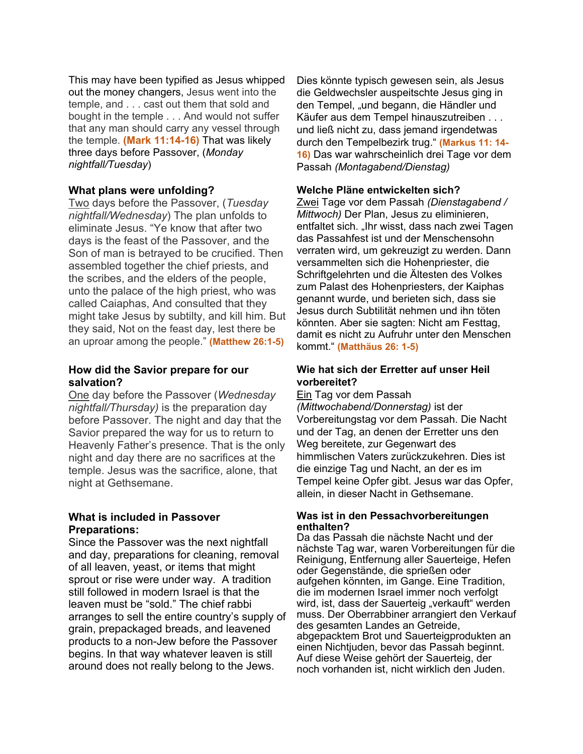This may have been typified as Jesus whipped out the money changers, Jesus went into the temple, and . . . cast out them that sold and bought in the temple . . . And would not suffer that any man should carry any vessel through the temple. **(Mark 11:14-16)** That was likely three days before Passover, (*Monday nightfall/Tuesday*)

**What plans were unfolding?**

Two days before the Passover, (*Tuesday nightfall/Wednesday*) The plan unfolds to eliminate Jesus. "Ye know that after two days is the feast of the Passover, and the Son of man is betrayed to be crucified. Then assembled together the chief priests, and the scribes, and the elders of the people, unto the palace of the high priest, who was called Caiaphas, And consulted that they might take Jesus by subtilty, and kill him. But they said, Not on the feast day, lest there be an uproar among the people." **(Matthew 26:1-5)**

**How did the Savior prepare for our salvation?**

One day before the Passover (*Wednesday nightfall/Thursday)* is the preparation day before Passover. The night and day that the Savior prepared the way for us to return to Heavenly Father's presence. That is the only night and day there are no sacrifices at the temple. Jesus was the sacrifice, alone, that night at Gethsemane.

**What is included in Passover Preparations:**

Since the Passover was the next nightfall and day, preparations for cleaning, removal of all leaven, yeast, or items that might sprout or rise were under way. A tradition still followed in modern Israel is that the leaven must be "sold." The chief rabbi arranges to sell the entire country's supply of grain, prepackaged breads, and leavened products to a non-Jew before the Passover begins. In that way whatever leaven is still around does not really belong to the Jews.

Dies könnte typisch gewesen sein, als Jesus die Geldwechsler auspeitschte Jesus ging in den Tempel, „und begann, die Händler und Käufer aus dem Tempel hinauszutreiben . . . und ließ nicht zu, dass jemand irgendetwas durch den Tempelbezirk trug." **(Markus 11: 14-16)** Das war wahrscheinlich drei Tage vor dem Passah *(Montagabend/Dienstag)*

**Welche Pläne entwickelten sich?**

Zwei Tage vor dem Passah *(Dienstagabend / Mittwoch)* Der Plan, Jesus zu eliminieren, entfaltet sich. „Ihr wisst, dass nach zwei Tagen das Passahfest ist und der Menschensohn verraten wird, um gekreuzigt zu werden. Dann versammelten sich die Hohenpriester, die Schriftgelehrten und die Ältesten des Volkes zum Palast des Hohenpriesters, der Kaiphas genannt wurde, und berieten sich, dass sie Jesus durch Subtilität nehmen und ihn töten könnten. Aber sie sagten: Nicht am Festtag, damit es nicht zu Aufruhr unter den Menschen kommt." **(Matthäus 26: 1-5)**

**Wie hat sich der Erretter auf unser Heil vorbereitet?**

Ein Tag vor dem Passah *(Mittwochabend/Donnerstag)* ist der Vorbereitungstag vor dem Passah. Die Nacht und der Tag, an denen der Erretter uns den Weg bereitete, zur Gegenwart des himmlischen Vaters zurückzukehren. Dies ist die einzige Tag und Nacht, an der es im Tempel keine Opfer gibt. Jesus war das Opfer, allein, in dieser Nacht in Gethsemane.

**Was ist in den Pessachvorbereitungen enthalten?**

Da das Passah die nächste Nacht und der nächste Tag war, waren Vorbereitungen für die Reinigung, Entfernung aller Sauerteige, Hefen oder Gegenstände, die sprießen oder aufgehen könnten, im Gange. Eine Tradition, die im modernen Israel immer noch verfolgt wird, ist, dass der Sauerteig „verkauft" werden muss. Der Oberrabbiner arrangiert den Verkauf des gesamten Landes an Getreide, abgepacktem Brot und Sauerteigprodukten an einen Nichtjuden, bevor das Passah beginnt. Auf diese Weise gehört der Sauerteig, der noch vorhanden ist, nicht wirklich den Juden.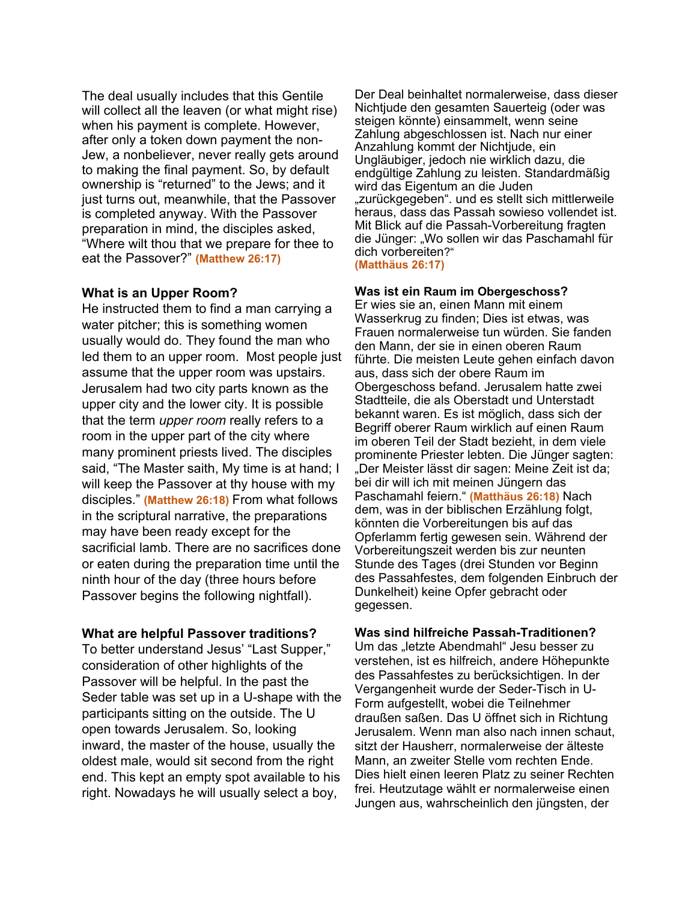The deal usually includes that this Gentile will collect all the leaven (or what might rise) when his payment is complete. However, after only a token down payment the non-Jew, a nonbeliever, never really gets around to making the final payment. So, by default ownership is "returned" to the Jews; and it just turns out, meanwhile, that the Passover is completed anyway. With the Passover preparation in mind, the disciples asked, "Where wilt thou that we prepare for thee to eat the Passover?" **(Matthew 26:17)**

**What is an Upper Room?**

He instructed them to find a man carrying a water pitcher; this is something women usually would do. They found the man who led them to an upper room. Most people just assume that the upper room was upstairs. Jerusalem had two city parts known as the upper city and the lower city. It is possible that the term *upper room* really refers to a room in the upper part of the city where many prominent priests lived. The disciples said, "The Master saith, My time is at hand; I will keep the Passover at thy house with my disciples." **(Matthew 26:18)** From what follows in the scriptural narrative, the preparations may have been ready except for the sacrificial lamb. There are no sacrifices done or eaten during the preparation time until the ninth hour of the day (three hours before Passover begins the following nightfall).

**What are helpful Passover traditions?**

To better understand Jesus' "Last Supper," consideration of other highlights of the Passover will be helpful. In the past the Seder table was set up in a U-shape with the participants sitting on the outside. The U open towards Jerusalem. So, looking inward, the master of the house, usually the oldest male, would sit second from the right end. This kept an empty spot available to his right. Nowadays he will usually select a boy,

Der Deal beinhaltet normalerweise, dass dieser Nichtjude den gesamten Sauerteig (oder was steigen könnte) einsammelt, wenn seine Zahlung abgeschlossen ist. Nach nur einer Anzahlung kommt der Nichtjude, ein Ungläubiger, jedoch nie wirklich dazu, die endgültige Zahlung zu leisten. Standardmäßig wird das Eigentum an die Juden „zurückgegeben". und es stellt sich mittlerweile heraus, dass das Passah sowieso vollendet ist. Mit Blick auf die Passah-Vorbereitung fragten die Jünger: „Wo sollen wir das Paschamahl für dich vorbereiten?" **(Matthäus 26:17)**

**Was ist ein Raum im Obergeschoss?**

Er wies sie an, einen Mann mit einem Wasserkrug zu finden; Dies ist etwas, was Frauen normalerweise tun würden. Sie fanden den Mann, der sie in einen oberen Raum führte. Die meisten Leute gehen einfach davon aus, dass sich der obere Raum im Obergeschoss befand. Jerusalem hatte zwei Stadtteile, die als Oberstadt und Unterstadt bekannt waren. Es ist möglich, dass sich der Begriff oberer Raum wirklich auf einen Raum im oberen Teil der Stadt bezieht, in dem viele prominente Priester lebten. Die Jünger sagten: „Der Meister lässt dir sagen: Meine Zeit ist da; bei dir will ich mit meinen Jüngern das Paschamahl feiern." **(Matthäus 26:18)** Nach dem, was in der biblischen Erzählung folgt, könnten die Vorbereitungen bis auf das Opferlamm fertig gewesen sein. Während der Vorbereitungszeit werden bis zur neunten Stunde des Tages (drei Stunden vor Beginn des Passahfestes, dem folgenden Einbruch der Dunkelheit) keine Opfer gebracht oder gegessen.

**Was sind hilfreiche Passah-Traditionen?**

Um das „letzte Abendmahl" Jesu besser zu verstehen, ist es hilfreich, andere Höhepunkte des Passahfestes zu berücksichtigen. In der Vergangenheit wurde der Seder-Tisch in U-Form aufgestellt, wobei die Teilnehmer draußen saßen. Das U öffnet sich in Richtung Jerusalem. Wenn man also nach innen schaut, sitzt der Hausherr, normalerweise der älteste Mann, an zweiter Stelle vom rechten Ende. Dies hielt einen leeren Platz zu seiner Rechten frei. Heutzutage wählt er normalerweise einen Jungen aus, wahrscheinlich den jüngsten, der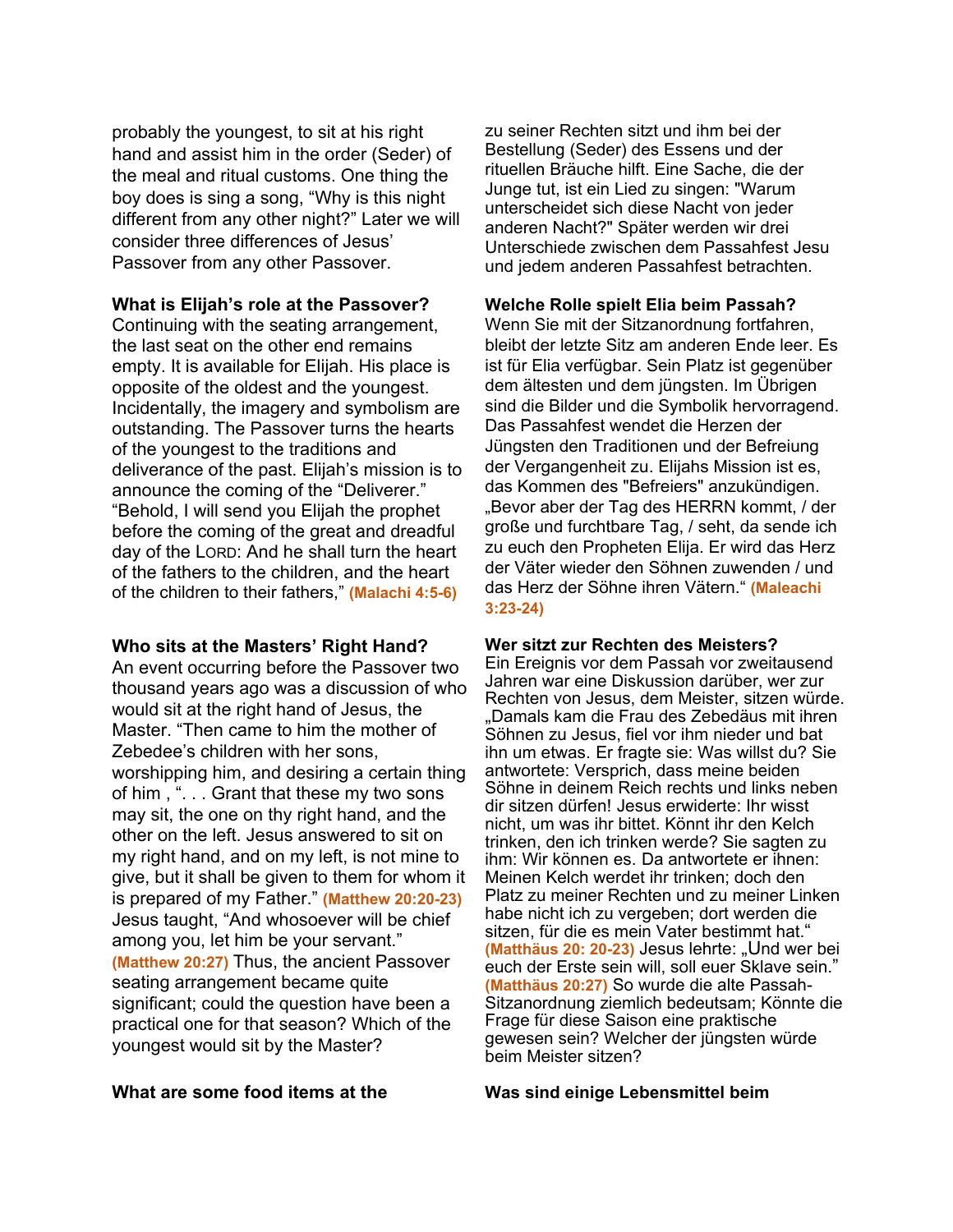probably the youngest, to sit at his right hand and assist him in the order (Seder) of the meal and ritual customs. One thing the boy does is sing a song, "Why is this night different from any other night?" Later we will consider three differences of Jesus' Passover from any other Passover.

**What is Elijah's role at the Passover?**
Continuing with the seating arrangement, the last seat on the other end remains empty. It is available for Elijah. His place is opposite of the oldest and the youngest. Incidentally, the imagery and symbolism are outstanding. The Passover turns the hearts of the youngest to the traditions and deliverance of the past. Elijah's mission is to announce the coming of the "Deliverer." "Behold, I will send you Elijah the prophet before the coming of the great and dreadful day of the LORD: And he shall turn the heart of the fathers to the children, and the heart of the children to their fathers," **(Malachi 4:5-6)**

**Who sits at the Masters' Right Hand?**
An event occurring before the Passover two thousand years ago was a discussion of who would sit at the right hand of Jesus, the Master. "Then came to him the mother of Zebedee's children with her sons, worshipping him, and desiring a certain thing of him , ". . . Grant that these my two sons may sit, the one on thy right hand, and the other on the left. Jesus answered to sit on my right hand, and on my left, is not mine to give, but it shall be given to them for whom it is prepared of my Father." **(Matthew 20:20-23)** Jesus taught, "And whosoever will be chief among you, let him be your servant." **(Matthew 20:27)** Thus, the ancient Passover seating arrangement became quite significant; could the question have been a practical one for that season? Which of the youngest would sit by the Master?

**What are some food items at the**

zu seiner Rechten sitzt und ihm bei der Bestellung (Seder) des Essens und der rituellen Bräuche hilft. Eine Sache, die der Junge tut, ist ein Lied zu singen: "Warum unterscheidet sich diese Nacht von jeder anderen Nacht?" Später werden wir drei Unterschiede zwischen dem Passahfest Jesu und jedem anderen Passahfest betrachten.

**Welche Rolle spielt Elia beim Passah?**
Wenn Sie mit der Sitzanordnung fortfahren, bleibt der letzte Sitz am anderen Ende leer. Es ist für Elia verfügbar. Sein Platz ist gegenüber dem ältesten und dem jüngsten. Im Übrigen sind die Bilder und die Symbolik hervorragend. Das Passahfest wendet die Herzen der Jüngsten den Traditionen und der Befreiung der Vergangenheit zu. Elijahs Mission ist es, das Kommen des "Befreiers" anzukündigen. „Bevor aber der Tag des HERRN kommt, / der große und furchtbare Tag, / seht, da sende ich zu euch den Propheten Elija. Er wird das Herz der Väter wieder den Söhnen zuwenden / und das Herz der Söhne ihren Vätern." **(Maleachi 3:23-24)**

**Wer sitzt zur Rechten des Meisters?**
Ein Ereignis vor dem Passah vor zweitausend Jahren war eine Diskussion darüber, wer zur Rechten von Jesus, dem Meister, sitzen würde. „Damals kam die Frau des Zebedäus mit ihren Söhnen zu Jesus, fiel vor ihm nieder und bat ihn um etwas. Er fragte sie: Was willst du? Sie antwortete: Versprich, dass meine beiden Söhne in deinem Reich rechts und links neben dir sitzen dürfen! Jesus erwiderte: Ihr wisst nicht, um was ihr bittet. Könnt ihr den Kelch trinken, den ich trinken werde? Sie sagten zu ihm: Wir können es. Da antwortete er ihnen: Meinen Kelch werdet ihr trinken; doch den Platz zu meiner Rechten und zu meiner Linken habe nicht ich zu vergeben; dort werden die sitzen, für die es mein Vater bestimmt hat." **(Matthäus 20: 20-23)** Jesus lehrte: „Und wer bei euch der Erste sein will, soll euer Sklave sein." **(Matthäus 20:27)** So wurde die alte Passah-Sitzanordnung ziemlich bedeutsam; Könnte die Frage für diese Saison eine praktische gewesen sein? Welcher der jüngsten würde beim Meister sitzen?

**Was sind einige Lebensmittel beim**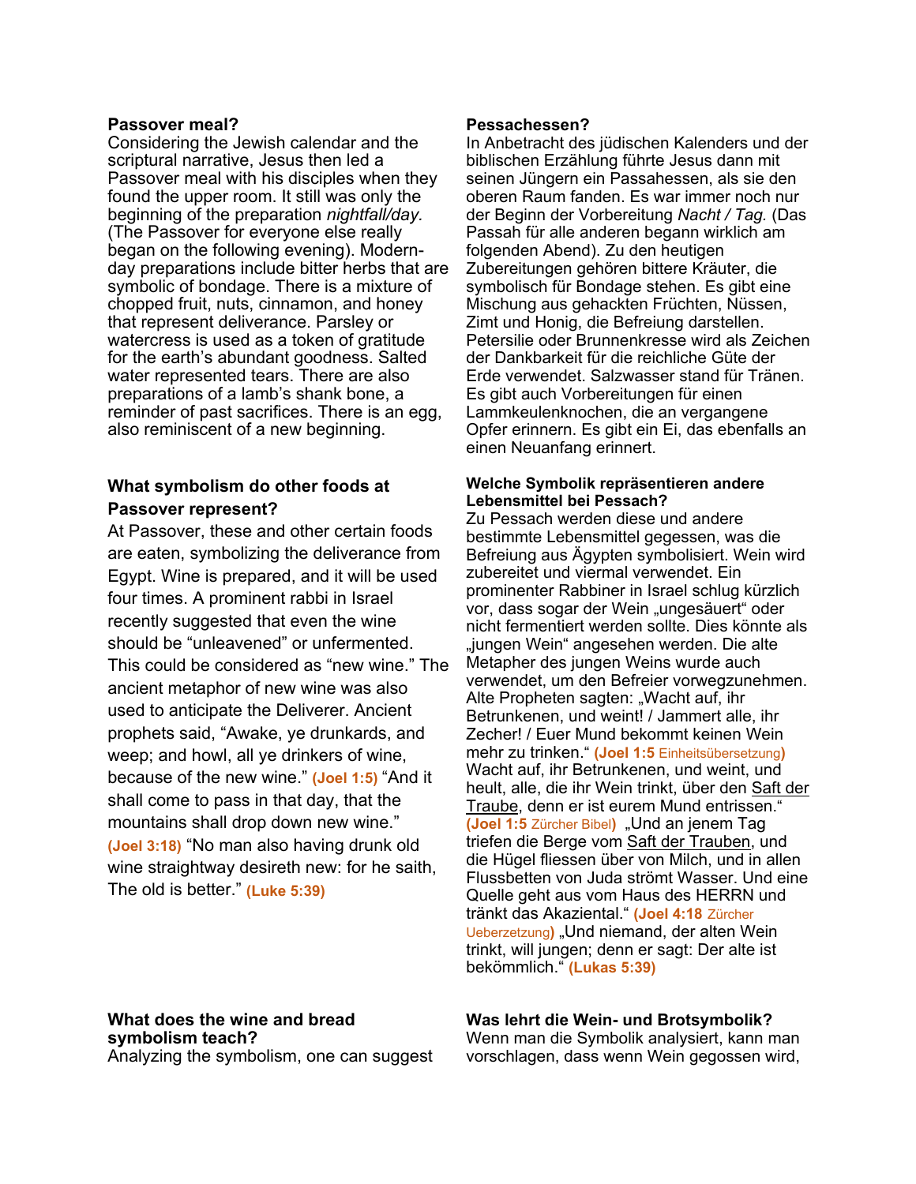**Passover meal?**
Considering the Jewish calendar and the scriptural narrative, Jesus then led a Passover meal with his disciples when they found the upper room. It still was only the beginning of the preparation *nightfall/day.* (The Passover for everyone else really began on the following evening). Modern-day preparations include bitter herbs that are symbolic of bondage. There is a mixture of chopped fruit, nuts, cinnamon, and honey that represent deliverance. Parsley or watercress is used as a token of gratitude for the earth's abundant goodness. Salted water represented tears. There are also preparations of a lamb's shank bone, a reminder of past sacrifices. There is an egg, also reminiscent of a new beginning.

**What symbolism do other foods at Passover represent?**
At Passover, these and other certain foods are eaten, symbolizing the deliverance from Egypt. Wine is prepared, and it will be used four times. A prominent rabbi in Israel recently suggested that even the wine should be "unleavened" or unfermented. This could be considered as "new wine." The ancient metaphor of new wine was also used to anticipate the Deliverer. Ancient prophets said, "Awake, ye drunkards, and weep; and howl, all ye drinkers of wine, because of the new wine." **(Joel 1:5)** "And it shall come to pass in that day, that the mountains shall drop down new wine." **(Joel 3:18)** "No man also having drunk old wine straightway desireth new: for he saith, The old is better." **(Luke 5:39)**

**What does the wine and bread symbolism teach?**
Analyzing the symbolism, one can suggest

**Pessachessen?**
In Anbetracht des jüdischen Kalenders und der biblischen Erzählung führte Jesus dann mit seinen Jüngern ein Passahessen, als sie den oberen Raum fanden. Es war immer noch nur der Beginn der Vorbereitung *Nacht / Tag.* (Das Passah für alle anderen begann wirklich am folgenden Abend). Zu den heutigen Zubereitungen gehören bittere Kräuter, die symbolisch für Bondage stehen. Es gibt eine Mischung aus gehackten Früchten, Nüssen, Zimt und Honig, die Befreiung darstellen. Petersilie oder Brunnenkresse wird als Zeichen der Dankbarkeit für die reichliche Güte der Erde verwendet. Salzwasser stand für Tränen. Es gibt auch Vorbereitungen für einen Lammkeulenknochen, die an vergangene Opfer erinnern. Es gibt ein Ei, das ebenfalls an einen Neuanfang erinnert.

**Welche Symbolik repräsentieren andere Lebensmittel bei Pessach?**
Zu Pessach werden diese und andere bestimmte Lebensmittel gegessen, was die Befreiung aus Ägypten symbolisiert. Wein wird zubereitet und viermal verwendet. Ein prominenter Rabbiner in Israel schlug kürzlich vor, dass sogar der Wein „ungesäuert" oder nicht fermentiert werden sollte. Dies könnte als „jungen Wein" angesehen werden. Die alte Metapher des jungen Weins wurde auch verwendet, um den Befreier vorwegzunehmen. Alte Propheten sagten: „Wacht auf, ihr Betrunkenen, und weint! / Jammert alle, ihr Zecher! / Euer Mund bekommt keinen Wein mehr zu trinken." **(Joel 1:5** Einheitsübersetzung**)** Wacht auf, ihr Betrunkenen, und weint, und heult, alle, die ihr Wein trinkt, über den Saft der Traube, denn er ist eurem Mund entrissen." **(Joel 1:5** Zürcher Bibel**)** „Und an jenem Tag triefen die Berge vom Saft der Trauben, und die Hügel fliessen über von Milch, und in allen Flussbetten von Juda strömt Wasser. Und eine Quelle geht aus vom Haus des HERRN und tränkt das Akaziental." **(Joel 4:18** Zürcher Ueberzetzung**)** „Und niemand, der alten Wein trinkt, will jungen; denn er sagt: Der alte ist bekömmlich." **(Lukas 5:39)**

**Was lehrt die Wein- und Brotsymbolik?**
Wenn man die Symbolik analysiert, kann man vorschlagen, dass wenn Wein gegossen wird,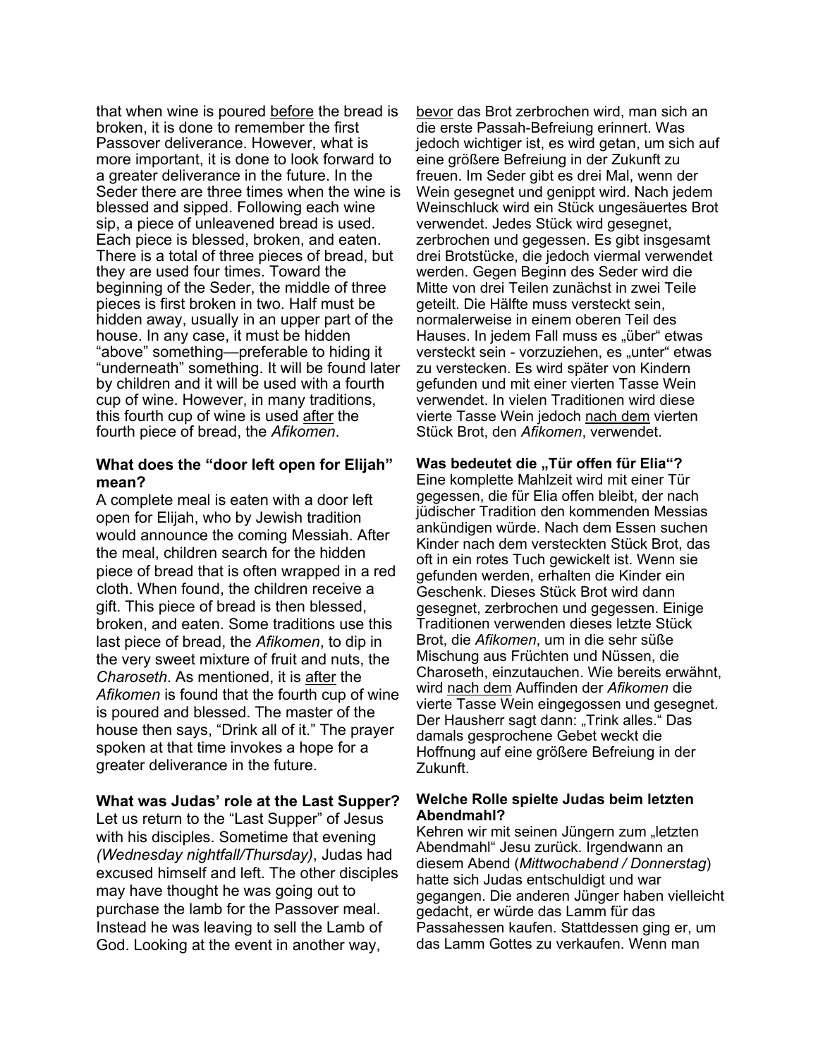that when wine is poured <u>before</u> the bread is broken, it is done to remember the first Passover deliverance. However, what is more important, it is done to look forward to a greater deliverance in the future. In the Seder there are three times when the wine is blessed and sipped. Following each wine sip, a piece of unleavened bread is used. Each piece is blessed, broken, and eaten. There is a total of three pieces of bread, but they are used four times. Toward the beginning of the Seder, the middle of three pieces is first broken in two. Half must be hidden away, usually in an upper part of the house. In any case, it must be hidden "above" something—preferable to hiding it "underneath" something. It will be found later by children and it will be used with a fourth cup of wine. However, in many traditions, this fourth cup of wine is used <u>after</u> the fourth piece of bread, the *Afikomen*.

**What does the "door left open for Elijah" mean?**

A complete meal is eaten with a door left open for Elijah, who by Jewish tradition would announce the coming Messiah. After the meal, children search for the hidden piece of bread that is often wrapped in a red cloth. When found, the children receive a gift. This piece of bread is then blessed, broken, and eaten. Some traditions use this last piece of bread, the *Afikomen*, to dip in the very sweet mixture of fruit and nuts, the *Charoseth*. As mentioned, it is <u>after</u> the *Afikomen* is found that the fourth cup of wine is poured and blessed. The master of the house then says, "Drink all of it." The prayer spoken at that time invokes a hope for a greater deliverance in the future.

**What was Judas' role at the Last Supper?**

Let us return to the "Last Supper" of Jesus with his disciples. Sometime that evening *(Wednesday nightfall/Thursday)*, Judas had excused himself and left. The other disciples may have thought he was going out to purchase the lamb for the Passover meal. Instead he was leaving to sell the Lamb of God. Looking at the event in another way,

<u>bevor</u> das Brot zerbrochen wird, man sich an die erste Passah-Befreiung erinnert. Was jedoch wichtiger ist, es wird getan, um sich auf eine größere Befreiung in der Zukunft zu freuen. Im Seder gibt es drei Mal, wenn der Wein gesegnet und genippt wird. Nach jedem Weinschluck wird ein Stück ungesäuertes Brot verwendet. Jedes Stück wird gesegnet, zerbrochen und gegessen. Es gibt insgesamt drei Brotstücke, die jedoch viermal verwendet werden. Gegen Beginn des Seder wird die Mitte von drei Teilen zunächst in zwei Teile geteilt. Die Hälfte muss versteckt sein, normalerweise in einem oberen Teil des Hauses. In jedem Fall muss es „über" etwas versteckt sein - vorzuziehen, es „unter" etwas zu verstecken. Es wird später von Kindern gefunden und mit einer vierten Tasse Wein verwendet. In vielen Traditionen wird diese vierte Tasse Wein jedoch <u>nach dem</u> vierten Stück Brot, den *Afikomen*, verwendet.

**Was bedeutet die „Tür offen für Elia"?**

Eine komplette Mahlzeit wird mit einer Tür gegessen, die für Elia offen bleibt, der nach jüdischer Tradition den kommenden Messias ankündigen würde. Nach dem Essen suchen Kinder nach dem versteckten Stück Brot, das oft in ein rotes Tuch gewickelt ist. Wenn sie gefunden werden, erhalten die Kinder ein Geschenk. Dieses Stück Brot wird dann gesegnet, zerbrochen und gegessen. Einige Traditionen verwenden dieses letzte Stück Brot, die *Afikomen*, um in die sehr süße Mischung aus Früchten und Nüssen, die Charoseth, einzutauchen. Wie bereits erwähnt, wird <u>nach dem</u> Auffinden der *Afikomen* die vierte Tasse Wein eingegossen und gesegnet. Der Hausherr sagt dann: „Trink alles." Das damals gesprochene Gebet weckt die Hoffnung auf eine größere Befreiung in der Zukunft.

**Welche Rolle spielte Judas beim letzten Abendmahl?**

Kehren wir mit seinen Jüngern zum „letzten Abendmahl" Jesu zurück. Irgendwann an diesem Abend (*Mittwochabend / Donnerstag*) hatte sich Judas entschuldigt und war gegangen. Die anderen Jünger haben vielleicht gedacht, er würde das Lamm für das Passahessen kaufen. Stattdessen ging er, um das Lamm Gottes zu verkaufen. Wenn man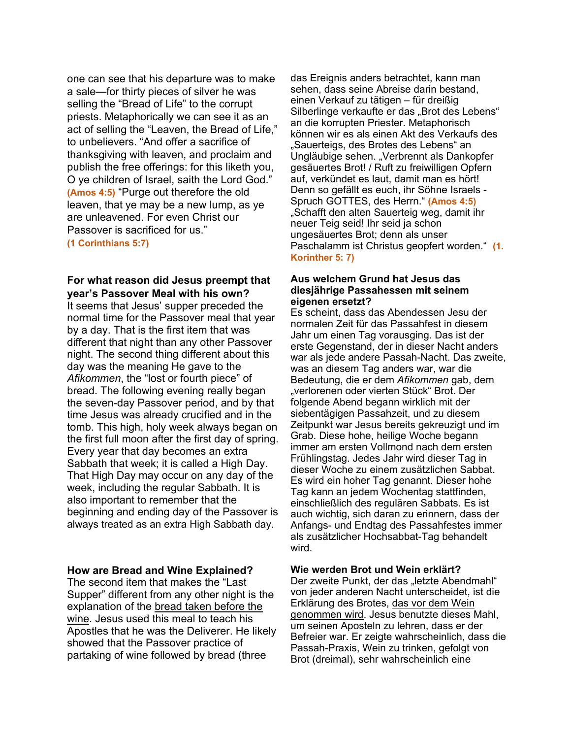one can see that his departure was to make a sale—for thirty pieces of silver he was selling the "Bread of Life" to the corrupt priests. Metaphorically we can see it as an act of selling the "Leaven, the Bread of Life," to unbelievers. "And offer a sacrifice of thanksgiving with leaven, and proclaim and publish the free offerings: for this liketh you, O ye children of Israel, saith the Lord God." **(Amos 4:5)** "Purge out therefore the old leaven, that ye may be a new lump, as ye are unleavened. For even Christ our Passover is sacrificed for us." **(1 Corinthians 5:7)**

### For what reason did Jesus preempt that year's Passover Meal with his own?

It seems that Jesus' supper preceded the normal time for the Passover meal that year by a day. That is the first item that was different that night than any other Passover night. The second thing different about this day was the meaning He gave to the *Afikommen*, the "lost or fourth piece" of bread. The following evening really began the seven-day Passover period, and by that time Jesus was already crucified and in the tomb. This high, holy week always began on the first full moon after the first day of spring. Every year that day becomes an extra Sabbath that week; it is called a High Day. That High Day may occur on any day of the week, including the regular Sabbath. It is also important to remember that the beginning and ending day of the Passover is always treated as an extra High Sabbath day.

### How are Bread and Wine Explained?

The second item that makes the "Last Supper" different from any other night is the explanation of the <u>bread taken before the wine</u>. Jesus used this meal to teach his Apostles that he was the Deliverer. He likely showed that the Passover practice of partaking of wine followed by bread (three

das Ereignis anders betrachtet, kann man sehen, dass seine Abreise darin bestand, einen Verkauf zu tätigen – für dreißig Silberlinge verkaufte er das „Brot des Lebens" an die korrupten Priester. Metaphorisch können wir es als einen Akt des Verkaufs des „Sauerteigs, des Brotes des Lebens" an Ungläubige sehen. „Verbrennt als Dankopfer gesäuertes Brot! / Ruft zu freiwilligen Opfern auf, verkündet es laut, damit man es hört! Denn so gefällt es euch, ihr Söhne Israels - Spruch GOTTES, des Herrn." **(Amos 4:5)** „Schafft den alten Sauerteig weg, damit ihr neuer Teig seid! Ihr seid ja schon ungesäuertes Brot; denn als unser Paschalamm ist Christus geopfert worden." **(1. Korinther 5: 7)**

### Aus welchem Grund hat Jesus das diesjährige Passahessen mit seinem eigenen ersetzt?

Es scheint, dass das Abendessen Jesu der normalen Zeit für das Passahfest in diesem Jahr um einen Tag vorausging. Das ist der erste Gegenstand, der in dieser Nacht anders war als jede andere Passah-Nacht. Das zweite, was an diesem Tag anders war, war die Bedeutung, die er dem *Afikommen* gab, dem „verlorenen oder vierten Stück" Brot. Der folgende Abend begann wirklich mit der siebentägigen Passahzeit, und zu diesem Zeitpunkt war Jesus bereits gekreuzigt und im Grab. Diese hohe, heilige Woche begann immer am ersten Vollmond nach dem ersten Frühlingstag. Jedes Jahr wird dieser Tag in dieser Woche zu einem zusätzlichen Sabbat. Es wird ein hoher Tag genannt. Dieser hohe Tag kann an jedem Wochentag stattfinden, einschließlich des regulären Sabbats. Es ist auch wichtig, sich daran zu erinnern, dass der Anfangs- und Endtag des Passahfestes immer als zusätzlicher Hochsabbat-Tag behandelt wird.

### Wie werden Brot und Wein erklärt?

Der zweite Punkt, der das „letzte Abendmahl" von jeder anderen Nacht unterscheidet, ist die Erklärung des Brotes, <u>das vor dem Wein genommen wird</u>. Jesus benutzte dieses Mahl, um seinen Aposteln zu lehren, dass er der Befreier war. Er zeigte wahrscheinlich, dass die Passah-Praxis, Wein zu trinken, gefolgt von Brot (dreimal), sehr wahrscheinlich eine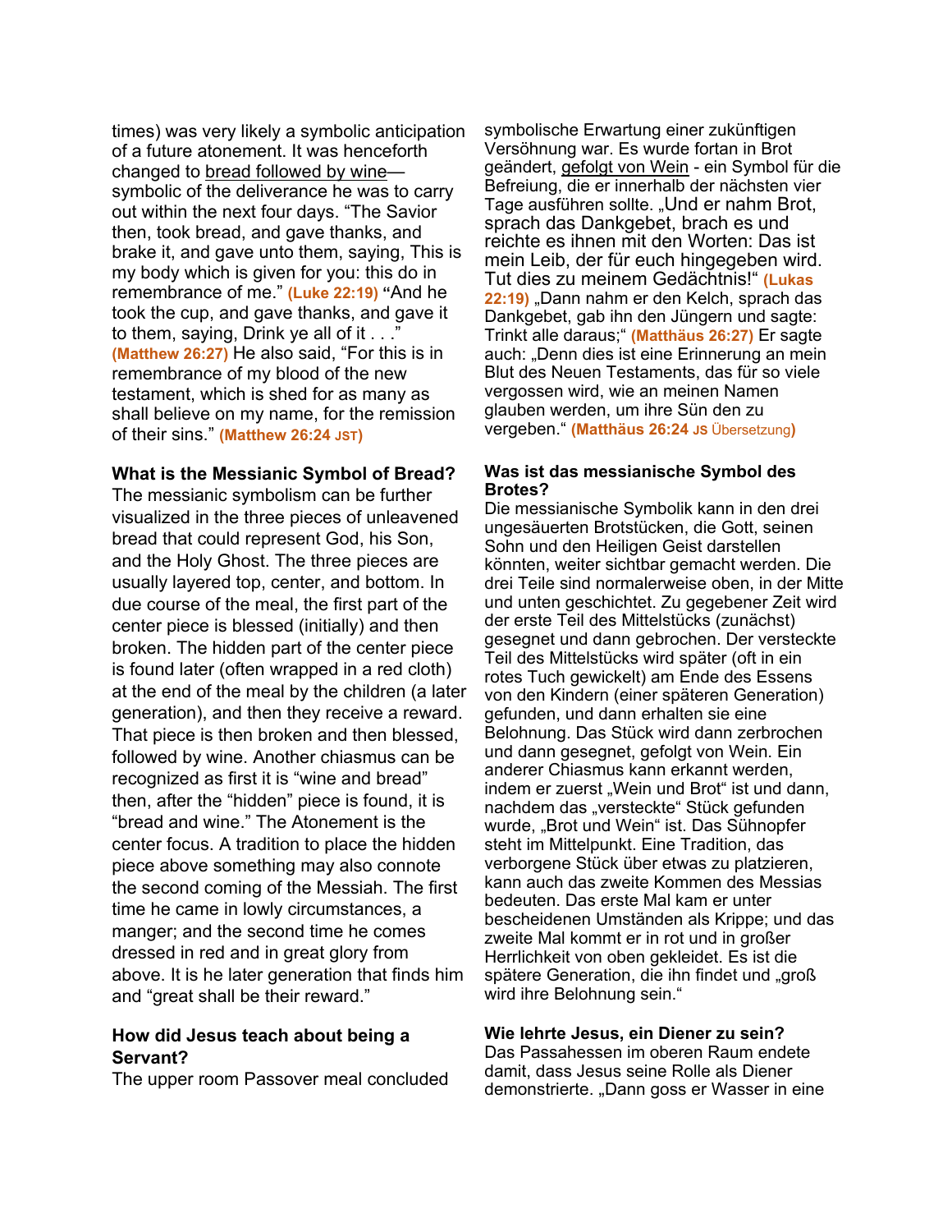times) was very likely a symbolic anticipation of a future atonement. It was henceforth changed to bread followed by wine—symbolic of the deliverance he was to carry out within the next four days. "The Savior then, took bread, and gave thanks, and brake it, and gave unto them, saying, This is my body which is given for you: this do in remembrance of me." **(Luke 22:19)** **"**And he took the cup, and gave thanks, and gave it to them, saying, Drink ye all of it . . ." **(Matthew 26:27)** He also said, "For this is in remembrance of my blood of the new testament, which is shed for as many as shall believe on my name, for the remission of their sins." **(Matthew 26:24 JST)**

### What is the Messianic Symbol of Bread?

The messianic symbolism can be further visualized in the three pieces of unleavened bread that could represent God, his Son, and the Holy Ghost. The three pieces are usually layered top, center, and bottom. In due course of the meal, the first part of the center piece is blessed (initially) and then broken. The hidden part of the center piece is found later (often wrapped in a red cloth) at the end of the meal by the children (a later generation), and then they receive a reward. That piece is then broken and then blessed, followed by wine. Another chiasmus can be recognized as first it is "wine and bread" then, after the "hidden" piece is found, it is "bread and wine." The Atonement is the center focus. A tradition to place the hidden piece above something may also connote the second coming of the Messiah. The first time he came in lowly circumstances, a manger; and the second time he comes dressed in red and in great glory from above. It is he later generation that finds him and "great shall be their reward."

### How did Jesus teach about being a Servant?

The upper room Passover meal concluded

symbolische Erwartung einer zukünftigen Versöhnung war. Es wurde fortan in Brot geändert, gefolgt von Wein - ein Symbol für die Befreiung, die er innerhalb der nächsten vier Tage ausführen sollte. „Und er nahm Brot, sprach das Dankgebet, brach es und reichte es ihnen mit den Worten: Das ist mein Leib, der für euch hingegeben wird. Tut dies zu meinem Gedächtnis!" **(Lukas 22:19)** „Dann nahm er den Kelch, sprach das Dankgebet, gab ihn den Jüngern und sagte: Trinkt alle daraus;" **(Matthäus 26:27)** Er sagte auch: „Denn dies ist eine Erinnerung an mein Blut des Neuen Testaments, das für so viele vergossen wird, wie an meinen Namen glauben werden, um ihre Sün den zu vergeben." **(Matthäus 26:24 JS Übersetzung)**

### Was ist das messianische Symbol des Brotes?

Die messianische Symbolik kann in den drei ungesäuerten Brotstücken, die Gott, seinen Sohn und den Heiligen Geist darstellen könnten, weiter sichtbar gemacht werden. Die drei Teile sind normalerweise oben, in der Mitte und unten geschichtet. Zu gegebener Zeit wird der erste Teil des Mittelstücks (zunächst) gesegnet und dann gebrochen. Der versteckte Teil des Mittelstücks wird später (oft in ein rotes Tuch gewickelt) am Ende des Essens von den Kindern (einer späteren Generation) gefunden, und dann erhalten sie eine Belohnung. Das Stück wird dann zerbrochen und dann gesegnet, gefolgt von Wein. Ein anderer Chiasmus kann erkannt werden, indem er zuerst „Wein und Brot" ist und dann, nachdem das „versteckte" Stück gefunden wurde, „Brot und Wein" ist. Das Sühnopfer steht im Mittelpunkt. Eine Tradition, das verborgene Stück über etwas zu platzieren, kann auch das zweite Kommen des Messias bedeuten. Das erste Mal kam er unter bescheidenen Umständen als Krippe; und das zweite Mal kommt er in rot und in großer Herrlichkeit von oben gekleidet. Es ist die spätere Generation, die ihn findet und „groß wird ihre Belohnung sein."

### Wie lehrte Jesus, ein Diener zu sein?

Das Passahessen im oberen Raum endete damit, dass Jesus seine Rolle als Diener demonstrierte. „Dann goss er Wasser in eine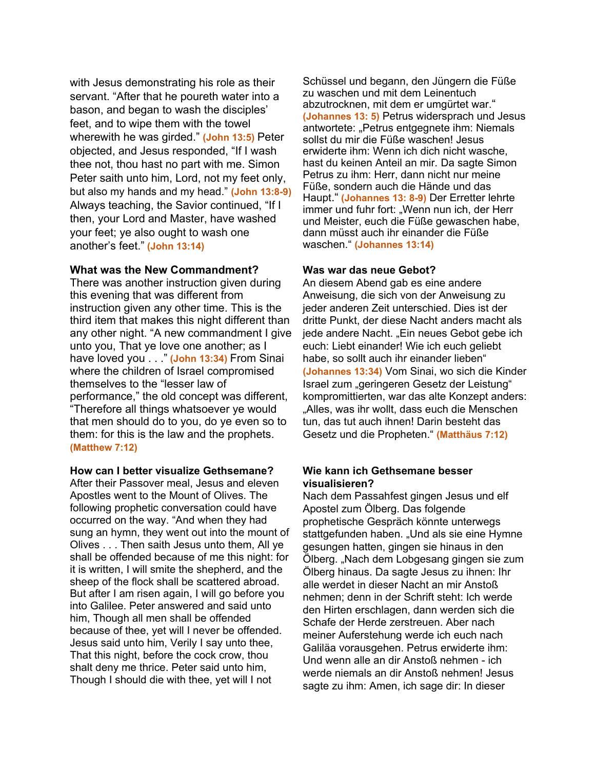with Jesus demonstrating his role as their servant. "After that he poureth water into a bason, and began to wash the disciples' feet, and to wipe them with the towel wherewith he was girded." **(John 13:5)** Peter objected, and Jesus responded, "If I wash thee not, thou hast no part with me. Simon Peter saith unto him, Lord, not my feet only, but also my hands and my head." **(John 13:8-9)** Always teaching, the Savior continued, "If I then, your Lord and Master, have washed your feet; ye also ought to wash one another's feet." **(John 13:14)**

**What was the New Commandment?**

There was another instruction given during this evening that was different from instruction given any other time. This is the third item that makes this night different than any other night. "A new commandment I give unto you, That ye love one another; as I have loved you . . ." **(John 13:34)** From Sinai where the children of Israel compromised themselves to the "lesser law of performance," the old concept was different, "Therefore all things whatsoever ye would that men should do to you, do ye even so to them: for this is the law and the prophets. **(Matthew 7:12)**

**How can I better visualize Gethsemane?**

After their Passover meal, Jesus and eleven Apostles went to the Mount of Olives. The following prophetic conversation could have occurred on the way. "And when they had sung an hymn, they went out into the mount of Olives . . . Then saith Jesus unto them, All ye shall be offended because of me this night: for it is written, I will smite the shepherd, and the sheep of the flock shall be scattered abroad. But after I am risen again, I will go before you into Galilee. Peter answered and said unto him, Though all men shall be offended because of thee, yet will I never be offended. Jesus said unto him, Verily I say unto thee, That this night, before the cock crow, thou shalt deny me thrice. Peter said unto him, Though I should die with thee, yet will I not

Schüssel und begann, den Jüngern die Füße zu waschen und mit dem Leinentuch abzutrocknen, mit dem er umgürtet war." **(Johannes 13: 5)** Petrus widersprach und Jesus antwortete: „Petrus entgegnete ihm: Niemals sollst du mir die Füße waschen! Jesus erwiderte ihm: Wenn ich dich nicht wasche, hast du keinen Anteil an mir. Da sagte Simon Petrus zu ihm: Herr, dann nicht nur meine Füße, sondern auch die Hände und das Haupt." **(Johannes 13: 8-9)** Der Erretter lehrte immer und fuhr fort: „Wenn nun ich, der Herr und Meister, euch die Füße gewaschen habe, dann müsst auch ihr einander die Füße waschen." **(Johannes 13:14)**

**Was war das neue Gebot?**

An diesem Abend gab es eine andere Anweisung, die sich von der Anweisung zu jeder anderen Zeit unterschied. Dies ist der dritte Punkt, der diese Nacht anders macht als jede andere Nacht. „Ein neues Gebot gebe ich euch: Liebt einander! Wie ich euch geliebt habe, so sollt auch ihr einander lieben" **(Johannes 13:34)** Vom Sinai, wo sich die Kinder Israel zum „geringeren Gesetz der Leistung" kompromittierten, war das alte Konzept anders: „Alles, was ihr wollt, dass euch die Menschen tun, das tut auch ihnen! Darin besteht das Gesetz und die Propheten." **(Matthäus 7:12)**

**Wie kann ich Gethsemane besser visualisieren?**

Nach dem Passahfest gingen Jesus und elf Apostel zum Ölberg. Das folgende prophetische Gespräch könnte unterwegs stattgefunden haben. „Und als sie eine Hymne gesungen hatten, gingen sie hinaus in den Ölberg. „Nach dem Lobgesang gingen sie zum Ölberg hinaus. Da sagte Jesus zu ihnen: Ihr alle werdet in dieser Nacht an mir Anstoß nehmen; denn in der Schrift steht: Ich werde den Hirten erschlagen, dann werden sich die Schafe der Herde zerstreuen. Aber nach meiner Auferstehung werde ich euch nach Galiläa vorausgehen. Petrus erwiderte ihm: Und wenn alle an dir Anstoß nehmen - ich werde niemals an dir Anstoß nehmen! Jesus sagte zu ihm: Amen, ich sage dir: In dieser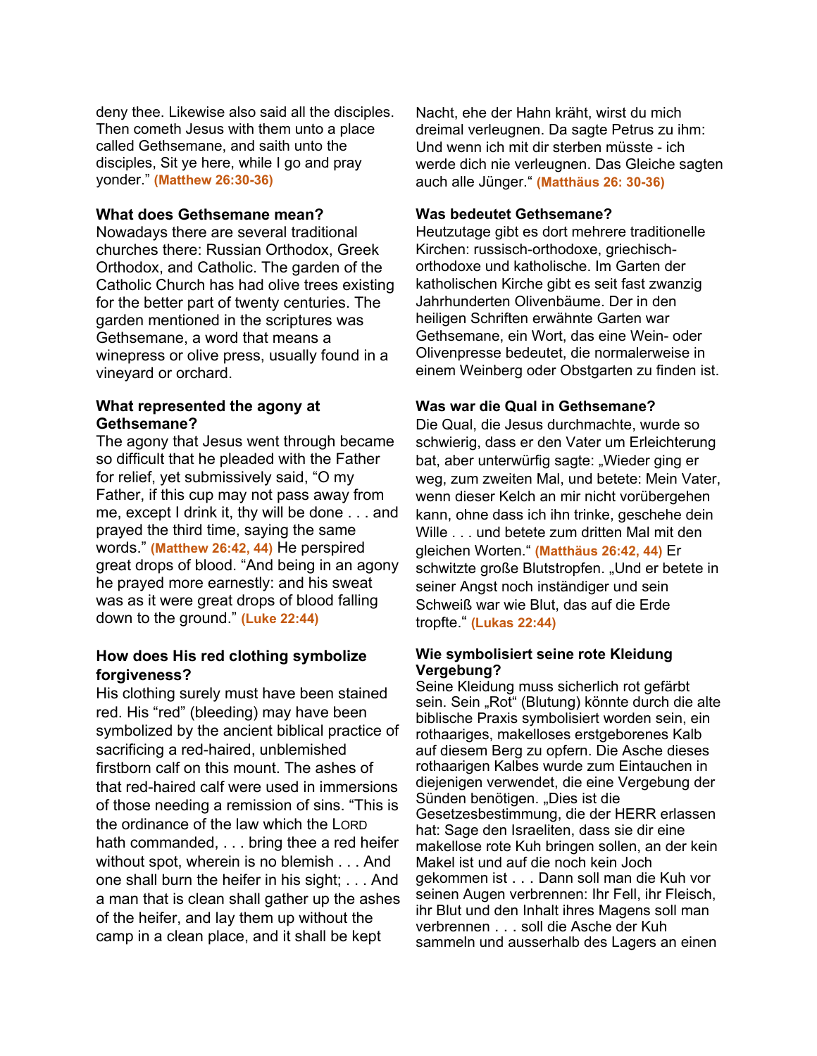deny thee. Likewise also said all the disciples. Then cometh Jesus with them unto a place called Gethsemane, and saith unto the disciples, Sit ye here, while I go and pray yonder." **(Matthew 26:30-36)**

**What does Gethsemane mean?**
Nowadays there are several traditional churches there: Russian Orthodox, Greek Orthodox, and Catholic. The garden of the Catholic Church has had olive trees existing for the better part of twenty centuries. The garden mentioned in the scriptures was Gethsemane, a word that means a winepress or olive press, usually found in a vineyard or orchard.

**What represented the agony at Gethsemane?**
The agony that Jesus went through became so difficult that he pleaded with the Father for relief, yet submissively said, "O my Father, if this cup may not pass away from me, except I drink it, thy will be done . . . and prayed the third time, saying the same words." **(Matthew 26:42, 44)** He perspired great drops of blood. "And being in an agony he prayed more earnestly: and his sweat was as it were great drops of blood falling down to the ground." **(Luke 22:44)**

**How does His red clothing symbolize forgiveness?**
His clothing surely must have been stained red. His "red" (bleeding) may have been symbolized by the ancient biblical practice of sacrificing a red-haired, unblemished firstborn calf on this mount. The ashes of that red-haired calf were used in immersions of those needing a remission of sins. "This is the ordinance of the law which the LORD hath commanded, . . . bring thee a red heifer without spot, wherein is no blemish . . . And one shall burn the heifer in his sight; . . . And a man that is clean shall gather up the ashes of the heifer, and lay them up without the camp in a clean place, and it shall be kept

Nacht, ehe der Hahn kräht, wirst du mich dreimal verleugnen. Da sagte Petrus zu ihm: Und wenn ich mit dir sterben müsste - ich werde dich nie verleugnen. Das Gleiche sagten auch alle Jünger." **(Matthäus 26: 30-36)**

**Was bedeutet Gethsemane?**
Heutzutage gibt es dort mehrere traditionelle Kirchen: russisch-orthodoxe, griechisch-orthodoxe und katholische. Im Garten der katholischen Kirche gibt es seit fast zwanzig Jahrhunderten Olivenbäume. Der in den heiligen Schriften erwähnte Garten war Gethsemane, ein Wort, das eine Wein- oder Olivenpresse bedeutet, die normalerweise in einem Weinberg oder Obstgarten zu finden ist.

**Was war die Qual in Gethsemane?**
Die Qual, die Jesus durchmachte, wurde so schwierig, dass er den Vater um Erleichterung bat, aber unterwürfig sagte: „Wieder ging er weg, zum zweiten Mal, und betete: Mein Vater, wenn dieser Kelch an mir nicht vorübergehen kann, ohne dass ich ihn trinke, geschehe dein Wille . . . und betete zum dritten Mal mit den gleichen Worten." **(Matthäus 26:42, 44)** Er schwitzte große Blutstropfen. „Und er betete in seiner Angst noch inständiger und sein Schweiß war wie Blut, das auf die Erde tropfte." **(Lukas 22:44)**

**Wie symbolisiert seine rote Kleidung Vergebung?**
Seine Kleidung muss sicherlich rot gefärbt sein. Sein „Rot" (Blutung) könnte durch die alte biblische Praxis symbolisiert worden sein, ein rothaariges, makelloses erstgeborenes Kalb auf diesem Berg zu opfern. Die Asche dieses rothaarigen Kalbes wurde zum Eintauchen in diejenigen verwendet, die eine Vergebung der Sünden benötigen. „Dies ist die Gesetzesbestimmung, die der HERR erlassen hat: Sage den Israeliten, dass sie dir eine makellose rote Kuh bringen sollen, an der kein Makel ist und auf die noch kein Joch gekommen ist . . . Dann soll man die Kuh vor seinen Augen verbrennen: Ihr Fell, ihr Fleisch, ihr Blut und den Inhalt ihres Magens soll man verbrennen . . . soll die Asche der Kuh sammeln und ausserhalb des Lagers an einen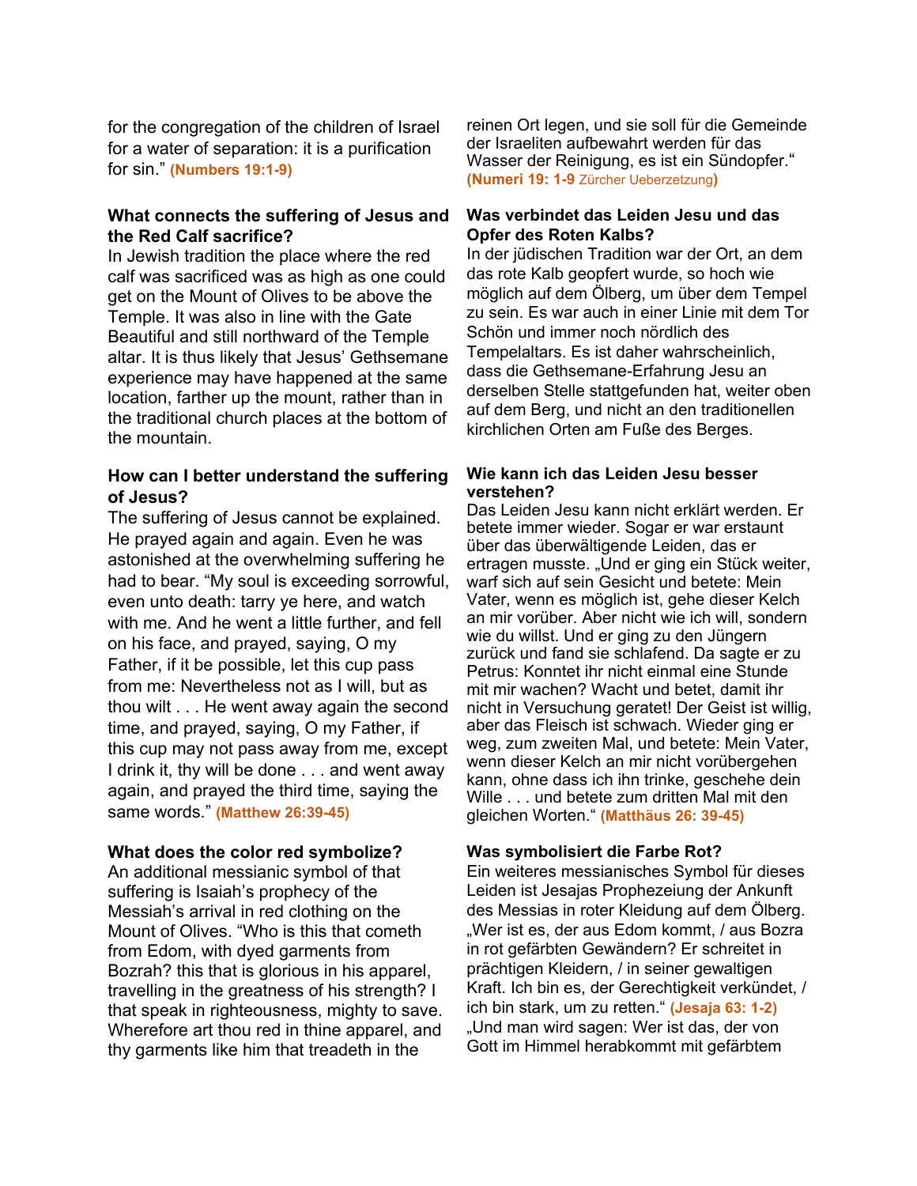for the congregation of the children of Israel for a water of separation: it is a purification for sin." **(Numbers 19:1-9)**

### What connects the suffering of Jesus and the Red Calf sacrifice?

In Jewish tradition the place where the red calf was sacrificed was as high as one could get on the Mount of Olives to be above the Temple. It was also in line with the Gate Beautiful and still northward of the Temple altar. It is thus likely that Jesus' Gethsemane experience may have happened at the same location, farther up the mount, rather than in the traditional church places at the bottom of the mountain.

### How can I better understand the suffering of Jesus?

The suffering of Jesus cannot be explained. He prayed again and again. Even he was astonished at the overwhelming suffering he had to bear. "My soul is exceeding sorrowful, even unto death: tarry ye here, and watch with me. And he went a little further, and fell on his face, and prayed, saying, O my Father, if it be possible, let this cup pass from me: Nevertheless not as I will, but as thou wilt . . . He went away again the second time, and prayed, saying, O my Father, if this cup may not pass away from me, except I drink it, thy will be done . . . and went away again, and prayed the third time, saying the same words." **(Matthew 26:39-45)**

### What does the color red symbolize?

An additional messianic symbol of that suffering is Isaiah's prophecy of the Messiah's arrival in red clothing on the Mount of Olives. "Who is this that cometh from Edom, with dyed garments from Bozrah? this that is glorious in his apparel, travelling in the greatness of his strength? I that speak in righteousness, mighty to save. Wherefore art thou red in thine apparel, and thy garments like him that treadeth in the

reinen Ort legen, und sie soll für die Gemeinde der Israeliten aufbewahrt werden für das Wasser der Reinigung, es ist ein Sündopfer." **(Numeri 19: 1-9** Zürcher Ueberzetzung**)**

### Was verbindet das Leiden Jesu und das Opfer des Roten Kalbs?

In der jüdischen Tradition war der Ort, an dem das rote Kalb geopfert wurde, so hoch wie möglich auf dem Ölberg, um über dem Tempel zu sein. Es war auch in einer Linie mit dem Tor Schön und immer noch nördlich des Tempelaltars. Es ist daher wahrscheinlich, dass die Gethsemane-Erfahrung Jesu an derselben Stelle stattgefunden hat, weiter oben auf dem Berg, und nicht an den traditionellen kirchlichen Orten am Fuße des Berges.

### Wie kann ich das Leiden Jesu besser verstehen?

Das Leiden Jesu kann nicht erklärt werden. Er betete immer wieder. Sogar er war erstaunt über das überwältigende Leiden, das er ertragen musste. „Und er ging ein Stück weiter, warf sich auf sein Gesicht und betete: Mein Vater, wenn es möglich ist, gehe dieser Kelch an mir vorüber. Aber nicht wie ich will, sondern wie du willst. Und er ging zu den Jüngern zurück und fand sie schlafend. Da sagte er zu Petrus: Konntet ihr nicht einmal eine Stunde mit mir wachen? Wacht und betet, damit ihr nicht in Versuchung geratet! Der Geist ist willig, aber das Fleisch ist schwach. Wieder ging er weg, zum zweiten Mal, und betete: Mein Vater, wenn dieser Kelch an mir nicht vorübergehen kann, ohne dass ich ihn trinke, geschehe dein Wille . . . und betete zum dritten Mal mit den gleichen Worten." **(Matthäus 26: 39-45)**

### Was symbolisiert die Farbe Rot?

Ein weiteres messianisches Symbol für dieses Leiden ist Jesajas Prophezeiung der Ankunft des Messias in roter Kleidung auf dem Ölberg. „Wer ist es, der aus Edom kommt, / aus Bozra in rot gefärbten Gewändern? Er schreitet in prächtigen Kleidern, / in seiner gewaltigen Kraft. Ich bin es, der Gerechtigkeit verkündet, / ich bin stark, um zu retten." **(Jesaja 63: 1-2)** „Und man wird sagen: Wer ist das, der von Gott im Himmel herabkommt mit gefärbtem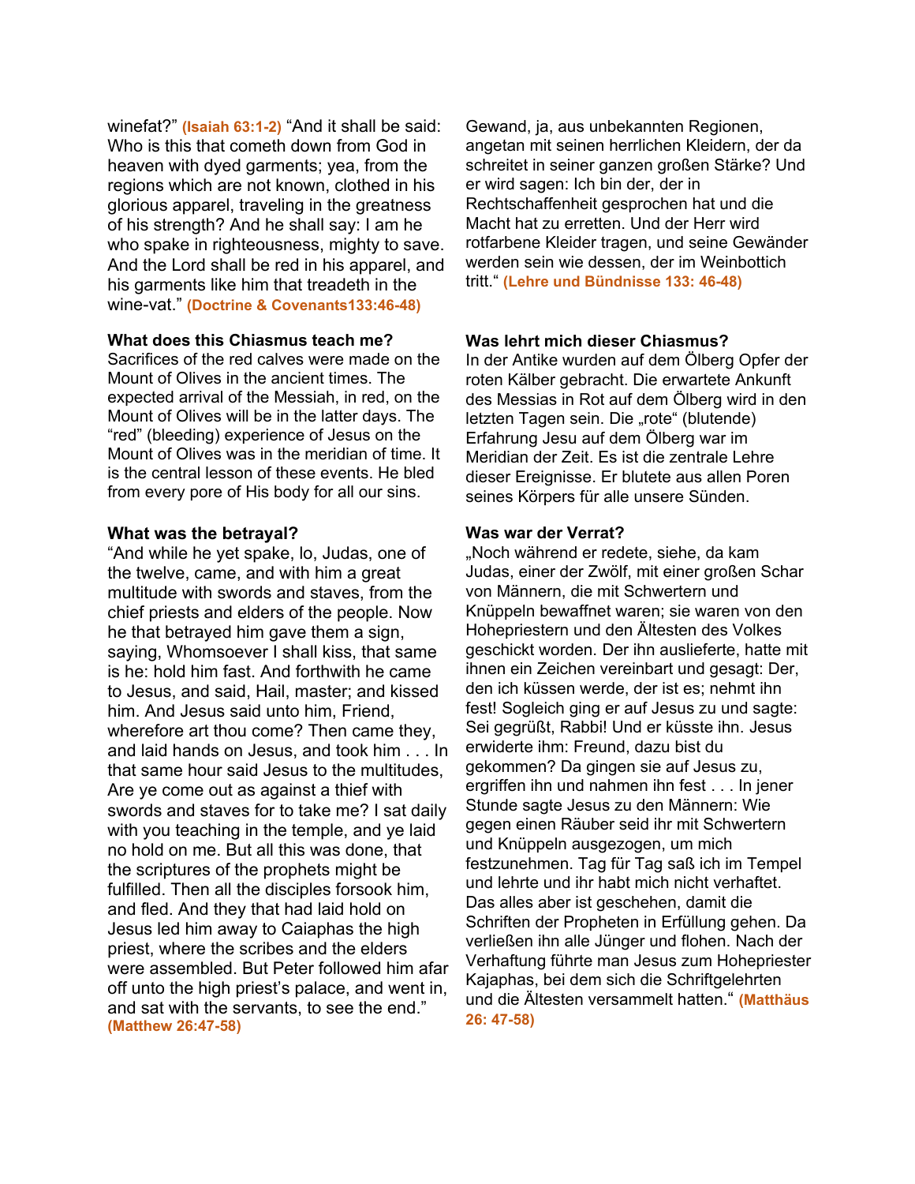winefat?" **(Isaiah 63:1-2)** "And it shall be said: Who is this that cometh down from God in heaven with dyed garments; yea, from the regions which are not known, clothed in his glorious apparel, traveling in the greatness of his strength? And he shall say: I am he who spake in righteousness, mighty to save. And the Lord shall be red in his apparel, and his garments like him that treadeth in the wine-vat." **(Doctrine & Covenants133:46-48)**

**What does this Chiasmus teach me?**
Sacrifices of the red calves were made on the Mount of Olives in the ancient times. The expected arrival of the Messiah, in red, on the Mount of Olives will be in the latter days. The "red" (bleeding) experience of Jesus on the Mount of Olives was in the meridian of time. It is the central lesson of these events. He bled from every pore of His body for all our sins.

**What was the betrayal?**
"And while he yet spake, lo, Judas, one of the twelve, came, and with him a great multitude with swords and staves, from the chief priests and elders of the people. Now he that betrayed him gave them a sign, saying, Whomsoever I shall kiss, that same is he: hold him fast. And forthwith he came to Jesus, and said, Hail, master; and kissed him. And Jesus said unto him, Friend, wherefore art thou come? Then came they, and laid hands on Jesus, and took him . . . In that same hour said Jesus to the multitudes, Are ye come out as against a thief with swords and staves for to take me? I sat daily with you teaching in the temple, and ye laid no hold on me. But all this was done, that the scriptures of the prophets might be fulfilled. Then all the disciples forsook him, and fled. And they that had laid hold on Jesus led him away to Caiaphas the high priest, where the scribes and the elders were assembled. But Peter followed him afar off unto the high priest's palace, and went in, and sat with the servants, to see the end." **(Matthew 26:47-58)**

Gewand, ja, aus unbekannten Regionen, angetan mit seinen herrlichen Kleidern, der da schreitet in seiner ganzen großen Stärke? Und er wird sagen: Ich bin der, der in Rechtschaffenheit gesprochen hat und die Macht hat zu erretten. Und der Herr wird rotfarbene Kleider tragen, und seine Gewänder werden sein wie dessen, der im Weinbottich tritt." **(Lehre und Bündnisse 133: 46-48)**

**Was lehrt mich dieser Chiasmus?**
In der Antike wurden auf dem Ölberg Opfer der roten Kälber gebracht. Die erwartete Ankunft des Messias in Rot auf dem Ölberg wird in den letzten Tagen sein. Die „rote" (blutende) Erfahrung Jesu auf dem Ölberg war im Meridian der Zeit. Es ist die zentrale Lehre dieser Ereignisse. Er blutete aus allen Poren seines Körpers für alle unsere Sünden.

**Was war der Verrat?**
„Noch während er redete, siehe, da kam Judas, einer der Zwölf, mit einer großen Schar von Männern, die mit Schwertern und Knüppeln bewaffnet waren; sie waren von den Hohepriestern und den Ältesten des Volkes geschickt worden. Der ihn auslieferte, hatte mit ihnen ein Zeichen vereinbart und gesagt: Der, den ich küssen werde, der ist es; nehmt ihn fest! Sogleich ging er auf Jesus zu und sagte: Sei gegrüßt, Rabbi! Und er küsste ihn. Jesus erwiderte ihm: Freund, dazu bist du gekommen? Da gingen sie auf Jesus zu, ergriffen ihn und nahmen ihn fest . . . In jener Stunde sagte Jesus zu den Männern: Wie gegen einen Räuber seid ihr mit Schwertern und Knüppeln ausgezogen, um mich festzunehmen. Tag für Tag saß ich im Tempel und lehrte und ihr habt mich nicht verhaftet. Das alles aber ist geschehen, damit die Schriften der Propheten in Erfüllung gehen. Da verließen ihn alle Jünger und flohen. Nach der Verhaftung führte man Jesus zum Hohepriester Kajaphas, bei dem sich die Schriftgelehrten und die Ältesten versammelt hatten." **(Matthäus 26: 47-58)**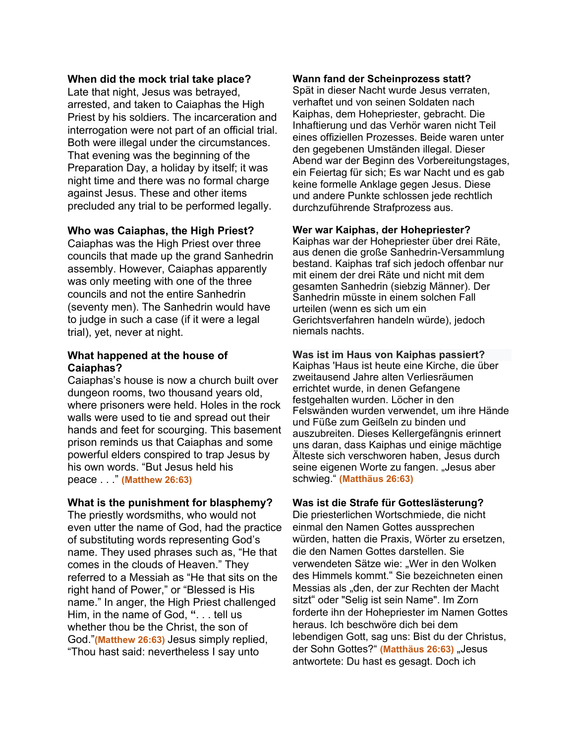**When did the mock trial take place?**
Late that night, Jesus was betrayed, arrested, and taken to Caiaphas the High Priest by his soldiers. The incarceration and interrogation were not part of an official trial. Both were illegal under the circumstances. That evening was the beginning of the Preparation Day, a holiday by itself; it was night time and there was no formal charge against Jesus. These and other items precluded any trial to be performed legally.

**Who was Caiaphas, the High Priest?**
Caiaphas was the High Priest over three councils that made up the grand Sanhedrin assembly. However, Caiaphas apparently was only meeting with one of the three councils and not the entire Sanhedrin (seventy men). The Sanhedrin would have to judge in such a case (if it were a legal trial), yet, never at night.

**What happened at the house of Caiaphas?**
Caiaphas's house is now a church built over dungeon rooms, two thousand years old, where prisoners were held. Holes in the rock walls were used to tie and spread out their hands and feet for scourging. This basement prison reminds us that Caiaphas and some powerful elders conspired to trap Jesus by his own words. "But Jesus held his peace . . ." **(Matthew 26:63)**

**What is the punishment for blasphemy?**
The priestly wordsmiths, who would not even utter the name of God, had the practice of substituting words representing God's name. They used phrases such as, "He that comes in the clouds of Heaven." They referred to a Messiah as "He that sits on the right hand of Power," or "Blessed is His name." In anger, the High Priest challenged Him, in the name of God, **"**. . . tell us whether thou be the Christ, the son of God."**(Matthew 26:63)** Jesus simply replied, "Thou hast said: nevertheless I say unto

**Wann fand der Scheinprozess statt?**
Spät in dieser Nacht wurde Jesus verraten, verhaftet und von seinen Soldaten nach Kaiphas, dem Hohepriester, gebracht. Die Inhaftierung und das Verhör waren nicht Teil eines offiziellen Prozesses. Beide waren unter den gegebenen Umständen illegal. Dieser Abend war der Beginn des Vorbereitungstages, ein Feiertag für sich; Es war Nacht und es gab keine formelle Anklage gegen Jesus. Diese und andere Punkte schlossen jede rechtlich durchzuführende Strafprozess aus.

**Wer war Kaiphas, der Hohepriester?**
Kaiphas war der Hohepriester über drei Räte, aus denen die große Sanhedrin-Versammlung bestand. Kaiphas traf sich jedoch offenbar nur mit einem der drei Räte und nicht mit dem gesamten Sanhedrin (siebzig Männer). Der Sanhedrin müsste in einem solchen Fall urteilen (wenn es sich um ein Gerichtsverfahren handeln würde), jedoch niemals nachts.

**Was ist im Haus von Kaiphas passiert?**
Kaiphas 'Haus ist heute eine Kirche, die über zweitausend Jahre alten Verliesräumen errichtet wurde, in denen Gefangene festgehalten wurden. Löcher in den Felswänden wurden verwendet, um ihre Hände und Füße zum Geißeln zu binden und auszubreiten. Dieses Kellergefängnis erinnert uns daran, dass Kaiphas und einige mächtige Älteste sich verschworen haben, Jesus durch seine eigenen Worte zu fangen. „Jesus aber schwieg." **(Matthäus 26:63)**

**Was ist die Strafe für Gotteslästerung?**
Die priesterlichen Wortschmiede, die nicht einmal den Namen Gottes aussprechen würden, hatten die Praxis, Wörter zu ersetzen, die den Namen Gottes darstellen. Sie verwendeten Sätze wie: „Wer in den Wolken des Himmels kommt." Sie bezeichneten einen Messias als „den, der zur Rechten der Macht sitzt" oder "Selig ist sein Name". Im Zorn forderte ihn der Hohepriester im Namen Gottes heraus. Ich beschwöre dich bei dem lebendigen Gott, sag uns: Bist du der Christus, der Sohn Gottes?" **(Matthäus 26:63)** „Jesus antwortete: Du hast es gesagt. Doch ich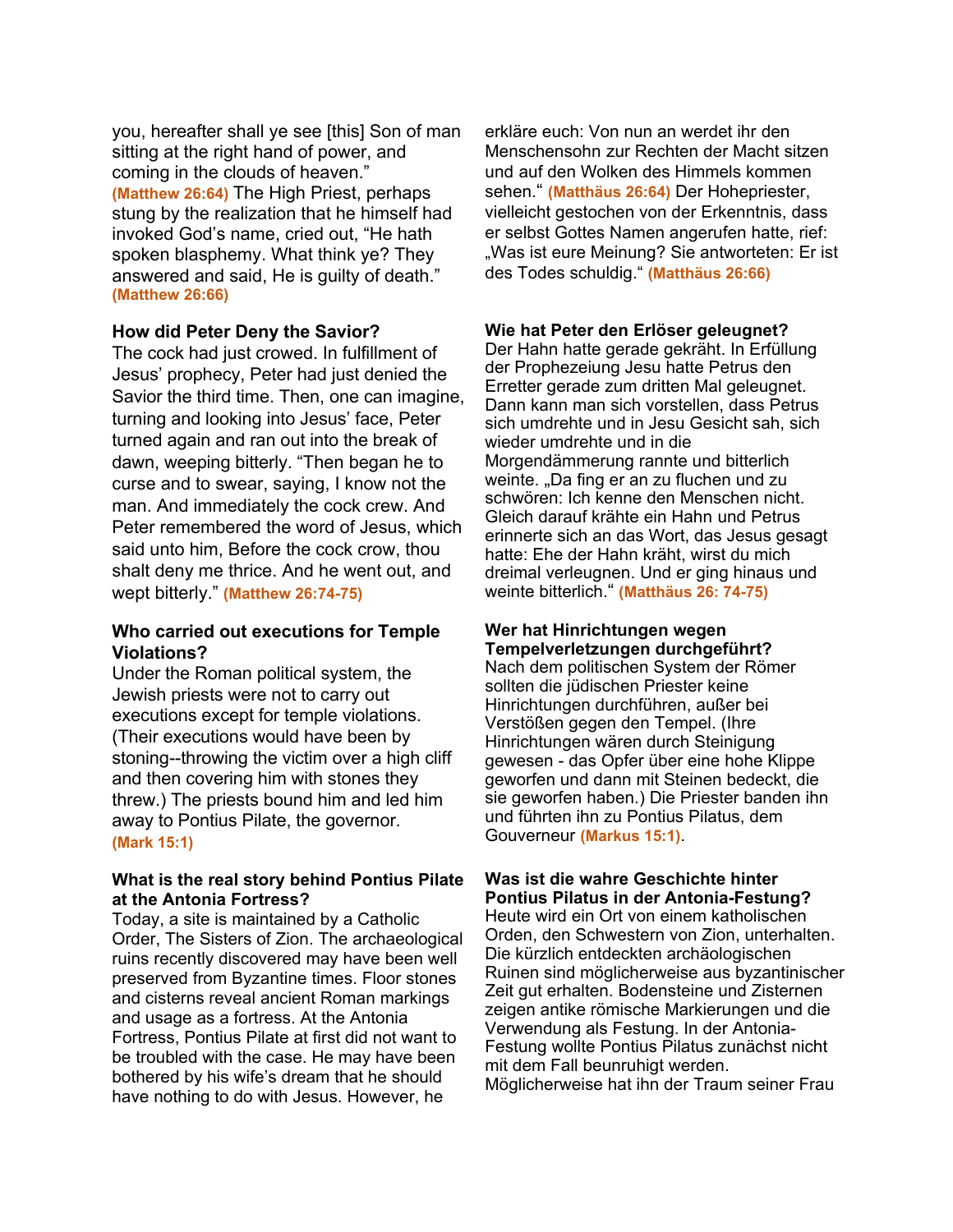you, hereafter shall ye see [this] Son of man sitting at the right hand of power, and coming in the clouds of heaven." **(Matthew 26:64)** The High Priest, perhaps stung by the realization that he himself had invoked God's name, cried out, "He hath spoken blasphemy. What think ye? They answered and said, He is guilty of death." **(Matthew 26:66)**

**How did Peter Deny the Savior?**

The cock had just crowed. In fulfillment of Jesus' prophecy, Peter had just denied the Savior the third time. Then, one can imagine, turning and looking into Jesus' face, Peter turned again and ran out into the break of dawn, weeping bitterly. "Then began he to curse and to swear, saying, I know not the man. And immediately the cock crew. And Peter remembered the word of Jesus, which said unto him, Before the cock crow, thou shalt deny me thrice. And he went out, and wept bitterly." **(Matthew 26:74-75)**

**Who carried out executions for Temple Violations?**

Under the Roman political system, the Jewish priests were not to carry out executions except for temple violations. (Their executions would have been by stoning--throwing the victim over a high cliff and then covering him with stones they threw.) The priests bound him and led him away to Pontius Pilate, the governor. **(Mark 15:1)**

**What is the real story behind Pontius Pilate at the Antonia Fortress?**

Today, a site is maintained by a Catholic Order, The Sisters of Zion. The archaeological ruins recently discovered may have been well preserved from Byzantine times. Floor stones and cisterns reveal ancient Roman markings and usage as a fortress. At the Antonia Fortress, Pontius Pilate at first did not want to be troubled with the case. He may have been bothered by his wife's dream that he should have nothing to do with Jesus. However, he

erkläre euch: Von nun an werdet ihr den Menschensohn zur Rechten der Macht sitzen und auf den Wolken des Himmels kommen sehen." **(Matthäus 26:64)** Der Hohepriester, vielleicht gestochen von der Erkenntnis, dass er selbst Gottes Namen angerufen hatte, rief: „Was ist eure Meinung? Sie antworteten: Er ist des Todes schuldig." **(Matthäus 26:66)**

**Wie hat Peter den Erlöser geleugnet?**

Der Hahn hatte gerade gekräht. In Erfüllung der Prophezeiung Jesu hatte Petrus den Erretter gerade zum dritten Mal geleugnet. Dann kann man sich vorstellen, dass Petrus sich umdrehte und in Jesu Gesicht sah, sich wieder umdrehte und in die Morgendämmerung rannte und bitterlich weinte. „Da fing er an zu fluchen und zu schwören: Ich kenne den Menschen nicht. Gleich darauf krähte ein Hahn und Petrus erinnerte sich an das Wort, das Jesus gesagt hatte: Ehe der Hahn kräht, wirst du mich dreimal verleugnen. Und er ging hinaus und weinte bitterlich." **(Matthäus 26: 74-75)**

**Wer hat Hinrichtungen wegen Tempelverletzungen durchgeführt?**

Nach dem politischen System der Römer sollten die jüdischen Priester keine Hinrichtungen durchführen, außer bei Verstößen gegen den Tempel. (Ihre Hinrichtungen wären durch Steinigung gewesen - das Opfer über eine hohe Klippe geworfen und dann mit Steinen bedeckt, die sie geworfen haben.) Die Priester banden ihn und führten ihn zu Pontius Pilatus, dem Gouverneur **(Markus 15:1)**.

**Was ist die wahre Geschichte hinter Pontius Pilatus in der Antonia-Festung?**

Heute wird ein Ort von einem katholischen Orden, den Schwestern von Zion, unterhalten. Die kürzlich entdeckten archäologischen Ruinen sind möglicherweise aus byzantinischer Zeit gut erhalten. Bodensteine und Zisternen zeigen antike römische Markierungen und die Verwendung als Festung. In der Antonia-Festung wollte Pontius Pilatus zunächst nicht mit dem Fall beunruhigt werden. Möglicherweise hat ihn der Traum seiner Frau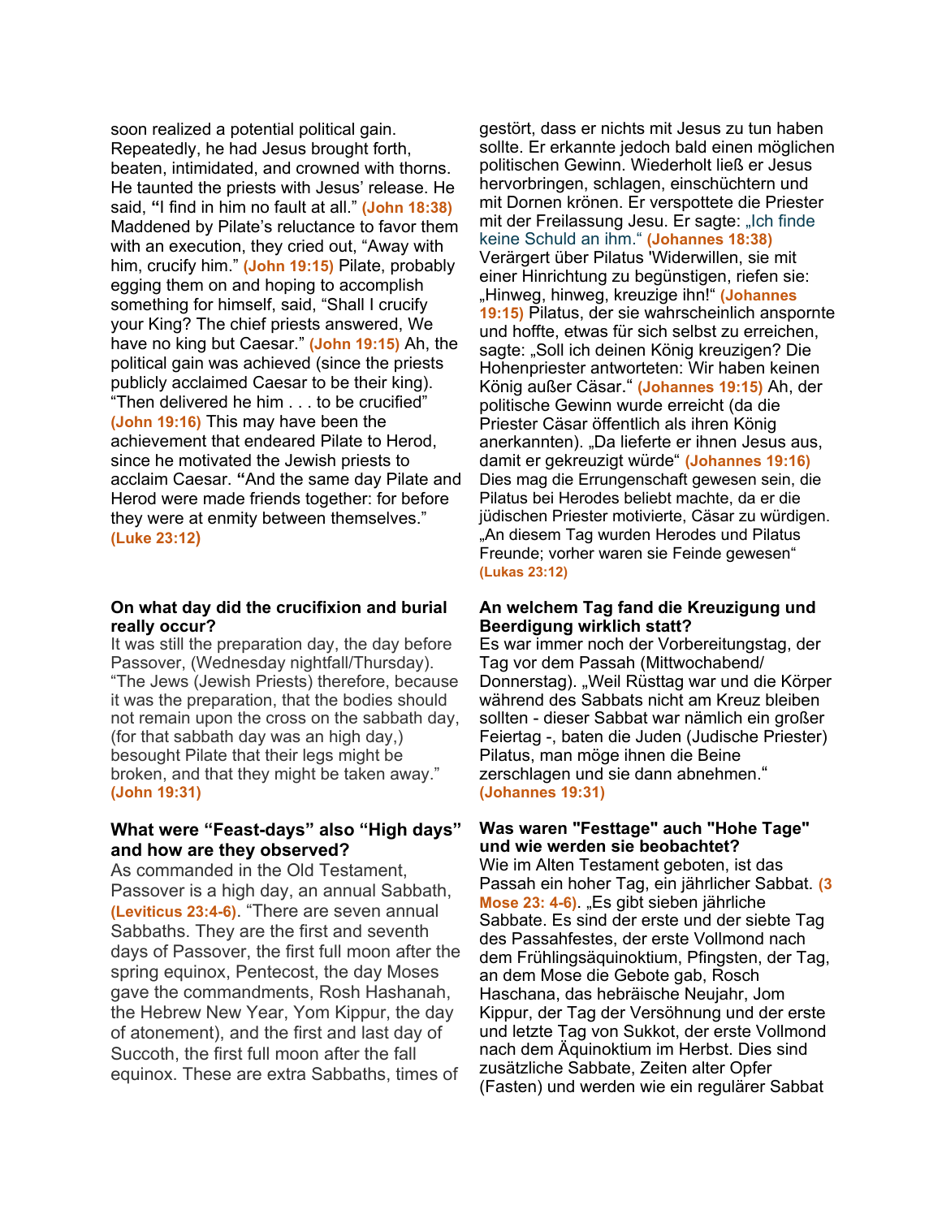soon realized a potential political gain. Repeatedly, he had Jesus brought forth, beaten, intimidated, and crowned with thorns. He taunted the priests with Jesus' release. He said, **"**I find in him no fault at all." **(John 18:38)** Maddened by Pilate's reluctance to favor them with an execution, they cried out, "Away with him, crucify him." **(John 19:15)** Pilate, probably egging them on and hoping to accomplish something for himself, said, "Shall I crucify your King? The chief priests answered, We have no king but Caesar." **(John 19:15)** Ah, the political gain was achieved (since the priests publicly acclaimed Caesar to be their king). "Then delivered he him . . . to be crucified" **(John 19:16)** This may have been the achievement that endeared Pilate to Herod, since he motivated the Jewish priests to acclaim Caesar. **"**And the same day Pilate and Herod were made friends together: for before they were at enmity between themselves." **(Luke 23:12)**

**On what day did the crucifixion and burial really occur?**

It was still the preparation day, the day before Passover, (Wednesday nightfall/Thursday). "The Jews (Jewish Priests) therefore, because it was the preparation, that the bodies should not remain upon the cross on the sabbath day, (for that sabbath day was an high day,) besought Pilate that their legs might be broken, and that they might be taken away." **(John 19:31)**

**What were "Feast-days" also "High days" and how are they observed?**

As commanded in the Old Testament, Passover is a high day, an annual Sabbath, **(Leviticus 23:4-6)**. "There are seven annual Sabbaths. They are the first and seventh days of Passover, the first full moon after the spring equinox, Pentecost, the day Moses gave the commandments, Rosh Hashanah, the Hebrew New Year, Yom Kippur, the day of atonement), and the first and last day of Succoth, the first full moon after the fall equinox. These are extra Sabbaths, times of

gestört, dass er nichts mit Jesus zu tun haben sollte. Er erkannte jedoch bald einen möglichen politischen Gewinn. Wiederholt ließ er Jesus hervorbringen, schlagen, einschüchtern und mit Dornen krönen. Er verspottete die Priester mit der Freilassung Jesu. Er sagte: „Ich finde keine Schuld an ihm." **(Johannes 18:38)** Verärgert über Pilatus 'Widerwillen, sie mit einer Hinrichtung zu begünstigen, riefen sie: „Hinweg, hinweg, kreuzige ihn!" **(Johannes 19:15)** Pilatus, der sie wahrscheinlich anspornte und hoffte, etwas für sich selbst zu erreichen, sagte: „Soll ich deinen König kreuzigen? Die Hohenpriester antworteten: Wir haben keinen König außer Cäsar." **(Johannes 19:15)** Ah, der politische Gewinn wurde erreicht (da die Priester Cäsar öffentlich als ihren König anerkannten). „Da lieferte er ihnen Jesus aus, damit er gekreuzigt würde" **(Johannes 19:16)** Dies mag die Errungenschaft gewesen sein, die Pilatus bei Herodes beliebt machte, da er die jüdischen Priester motivierte, Cäsar zu würdigen. „An diesem Tag wurden Herodes und Pilatus Freunde; vorher waren sie Feinde gewesen" **(Lukas 23:12)**

**An welchem Tag fand die Kreuzigung und Beerdigung wirklich statt?**

Es war immer noch der Vorbereitungstag, der Tag vor dem Passah (Mittwochabend/ Donnerstag). „Weil Rüsttag war und die Körper während des Sabbats nicht am Kreuz bleiben sollten - dieser Sabbat war nämlich ein großer Feiertag -, baten die Juden (Judische Priester) Pilatus, man möge ihnen die Beine zerschlagen und sie dann abnehmen." **(Johannes 19:31)**

**Was waren "Festtage" auch "Hohe Tage" und wie werden sie beobachtet?**

Wie im Alten Testament geboten, ist das Passah ein hoher Tag, ein jährlicher Sabbat. **(3 Mose 23: 4-6)**. „Es gibt sieben jährliche Sabbate. Es sind der erste und der siebte Tag des Passahfestes, der erste Vollmond nach dem Frühlingsäquinoktium, Pfingsten, der Tag, an dem Mose die Gebote gab, Rosch Haschana, das hebräische Neujahr, Jom Kippur, der Tag der Versöhnung und der erste und letzte Tag von Sukkot, der erste Vollmond nach dem Äquinoktium im Herbst. Dies sind zusätzliche Sabbate, Zeiten alter Opfer (Fasten) und werden wie ein regulärer Sabbat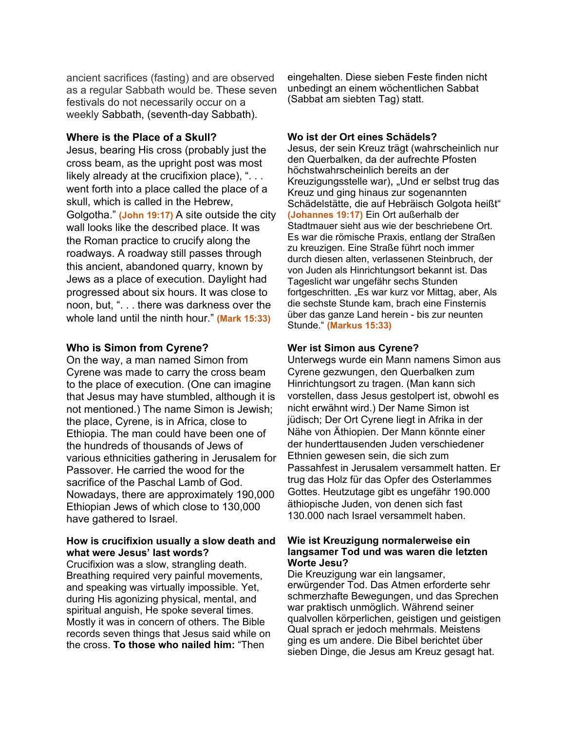ancient sacrifices (fasting) and are observed as a regular Sabbath would be. These seven festivals do not necessarily occur on a weekly Sabbath, (seventh-day Sabbath).

**Where is the Place of a Skull?**
Jesus, bearing His cross (probably just the cross beam, as the upright post was most likely already at the crucifixion place), ". . . went forth into a place called the place of a skull, which is called in the Hebrew, Golgotha." **(John 19:17)** A site outside the city wall looks like the described place. It was the Roman practice to crucify along the roadways. A roadway still passes through this ancient, abandoned quarry, known by Jews as a place of execution. Daylight had progressed about six hours. It was close to noon, but, ". . . there was darkness over the whole land until the ninth hour." **(Mark 15:33)**

**Who is Simon from Cyrene?**
On the way, a man named Simon from Cyrene was made to carry the cross beam to the place of execution. (One can imagine that Jesus may have stumbled, although it is not mentioned.) The name Simon is Jewish; the place, Cyrene, is in Africa, close to Ethiopia. The man could have been one of the hundreds of thousands of Jews of various ethnicities gathering in Jerusalem for Passover. He carried the wood for the sacrifice of the Paschal Lamb of God. Nowadays, there are approximately 190,000 Ethiopian Jews of which close to 130,000 have gathered to Israel.

**How is crucifixion usually a slow death and what were Jesus' last words?**
Crucifixion was a slow, strangling death. Breathing required very painful movements, and speaking was virtually impossible. Yet, during His agonizing physical, mental, and spiritual anguish, He spoke several times. Mostly it was in concern of others. The Bible records seven things that Jesus said while on the cross. **To those who nailed him:** "Then

eingehalten. Diese sieben Feste finden nicht unbedingt an einem wöchentlichen Sabbat (Sabbat am siebten Tag) statt.

**Wo ist der Ort eines Schädels?**
Jesus, der sein Kreuz trägt (wahrscheinlich nur den Querbalken, da der aufrechte Pfosten höchstwahrscheinlich bereits an der Kreuzigungsstelle war), „Und er selbst trug das Kreuz und ging hinaus zur sogenannten Schädelstätte, die auf Hebräisch Golgota heißt" **(Johannes 19:17)** Ein Ort außerhalb der Stadtmauer sieht aus wie der beschriebene Ort. Es war die römische Praxis, entlang der Straßen zu kreuzigen. Eine Straße führt noch immer durch diesen alten, verlassenen Steinbruch, der von Juden als Hinrichtungsort bekannt ist. Das Tageslicht war ungefähr sechs Stunden fortgeschritten. „Es war kurz vor Mittag, aber, Als die sechste Stunde kam, brach eine Finsternis über das ganze Land herein - bis zur neunten Stunde." **(Markus 15:33)**

**Wer ist Simon aus Cyrene?**
Unterwegs wurde ein Mann namens Simon aus Cyrene gezwungen, den Querbalken zum Hinrichtungsort zu tragen. (Man kann sich vorstellen, dass Jesus gestolpert ist, obwohl es nicht erwähnt wird.) Der Name Simon ist jüdisch; Der Ort Cyrene liegt in Afrika in der Nähe von Äthiopien. Der Mann könnte einer der hunderttausenden Juden verschiedener Ethnien gewesen sein, die sich zum Passahfest in Jerusalem versammelt hatten. Er trug das Holz für das Opfer des Osterlammes Gottes. Heutzutage gibt es ungefähr 190.000 äthiopische Juden, von denen sich fast 130.000 nach Israel versammelt haben.

**Wie ist Kreuzigung normalerweise ein langsamer Tod und was waren die letzten Worte Jesu?**
Die Kreuzigung war ein langsamer, erwürgender Tod. Das Atmen erforderte sehr schmerzhafte Bewegungen, und das Sprechen war praktisch unmöglich. Während seiner qualvollen körperlichen, geistigen und geistigen Qual sprach er jedoch mehrmals. Meistens ging es um andere. Die Bibel berichtet über sieben Dinge, die Jesus am Kreuz gesagt hat.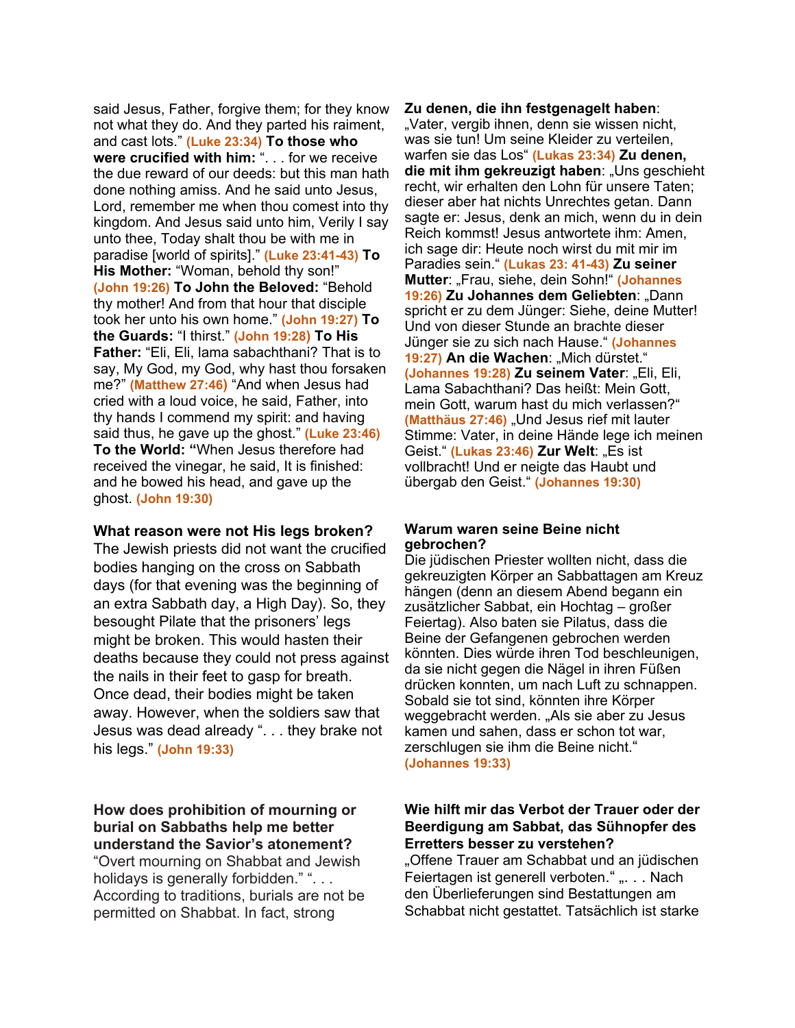said Jesus, Father, forgive them; for they know not what they do. And they parted his raiment, and cast lots." **(Luke 23:34)** **To those who were crucified with him:** ". . . for we receive the due reward of our deeds: but this man hath done nothing amiss. And he said unto Jesus, Lord, remember me when thou comest into thy kingdom. And Jesus said unto him, Verily I say unto thee, Today shalt thou be with me in paradise [world of spirits]." **(Luke 23:41-43)** **To His Mother:** "Woman, behold thy son!" **(John 19:26)** **To John the Beloved:** "Behold thy mother! And from that hour that disciple took her unto his own home." **(John 19:27)** **To the Guards:** "I thirst." **(John 19:28)** **To His Father:** "Eli, Eli, lama sabachthani? That is to say, My God, my God, why hast thou forsaken me?" **(Matthew 27:46)** "And when Jesus had cried with a loud voice, he said, Father, into thy hands I commend my spirit: and having said thus, he gave up the ghost." **(Luke 23:46)** **To the World: "**When Jesus therefore had received the vinegar, he said, It is finished: and he bowed his head, and gave up the ghost. **(John 19:30)**

**What reason were not His legs broken?**
The Jewish priests did not want the crucified bodies hanging on the cross on Sabbath days (for that evening was the beginning of an extra Sabbath day, a High Day). So, they besought Pilate that the prisoners' legs might be broken. This would hasten their deaths because they could not press against the nails in their feet to gasp for breath. Once dead, their bodies might be taken away. However, when the soldiers saw that Jesus was dead already ". . . they brake not his legs." **(John 19:33)**

**How does prohibition of mourning or burial on Sabbaths help me better understand the Savior's atonement?**
"Overt mourning on Shabbat and Jewish holidays is generally forbidden." ". . . According to traditions, burials are not be permitted on Shabbat. In fact, strong

**Zu denen, die ihn festgenagelt haben**: „Vater, vergib ihnen, denn sie wissen nicht, was sie tun! Um seine Kleider zu verteilen, warfen sie das Los" **(Lukas 23:34)** **Zu denen, die mit ihm gekreuzigt haben**: „Uns geschieht recht, wir erhalten den Lohn für unsere Taten; dieser aber hat nichts Unrechtes getan. Dann sagte er: Jesus, denk an mich, wenn du in dein Reich kommst! Jesus antwortete ihm: Amen, ich sage dir: Heute noch wirst du mit mir im Paradies sein." **(Lukas 23: 41-43)** **Zu seiner Mutter**: „Frau, siehe, dein Sohn!" **(Johannes 19:26)** **Zu Johannes dem Geliebten**: „Dann spricht er zu dem Jünger: Siehe, deine Mutter! Und von dieser Stunde an brachte dieser Jünger sie zu sich nach Hause." **(Johannes 19:27)** **An die Wachen**: „Mich dürstet." **(Johannes 19:28)** **Zu seinem Vater**: „Eli, Eli, Lama Sabachthani? Das heißt: Mein Gott, mein Gott, warum hast du mich verlassen?" **(Matthäus 27:46)** „Und Jesus rief mit lauter Stimme: Vater, in deine Hände lege ich meinen Geist." **(Lukas 23:46)** **Zur Welt**: „Es ist vollbracht! Und er neigte das Haubt und übergab den Geist." **(Johannes 19:30)**

**Warum waren seine Beine nicht gebrochen?**
Die jüdischen Priester wollten nicht, dass die gekreuzigten Körper an Sabbattagen am Kreuz hängen (denn an diesem Abend begann ein zusätzlicher Sabbat, ein Hochtag – großer Feiertag). Also baten sie Pilatus, dass die Beine der Gefangenen gebrochen werden könnten. Dies würde ihren Tod beschleunigen, da sie nicht gegen die Nägel in ihren Füßen drücken konnten, um nach Luft zu schnappen. Sobald sie tot sind, könnten ihre Körper weggebracht werden. „Als sie aber zu Jesus kamen und sahen, dass er schon tot war, zerschlugen sie ihm die Beine nicht." **(Johannes 19:33)**

**Wie hilft mir das Verbot der Trauer oder der Beerdigung am Sabbat, das Sühnopfer des Erretters besser zu verstehen?**
„Offene Trauer am Schabbat und an jüdischen Feiertagen ist generell verboten." „. . . Nach den Überlieferungen sind Bestattungen am Schabbat nicht gestattet. Tatsächlich ist starke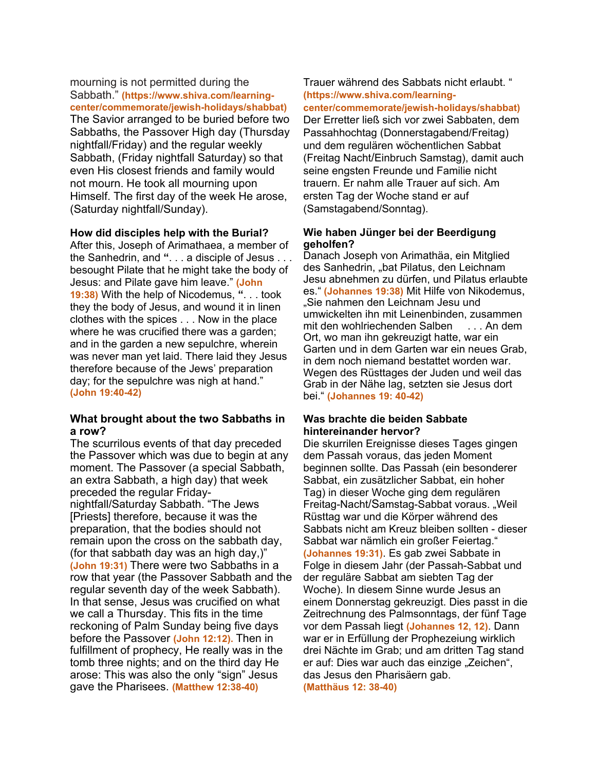mourning is not permitted during the Sabbath." **(https://www.shiva.com/learning-center/commemorate/jewish-holidays/shabbat)** The Savior arranged to be buried before two Sabbaths, the Passover High day (Thursday nightfall/Friday) and the regular weekly Sabbath, (Friday nightfall Saturday) so that even His closest friends and family would not mourn. He took all mourning upon Himself. The first day of the week He arose, (Saturday nightfall/Sunday).

**How did disciples help with the Burial?**
After this, Joseph of Arimathaea, a member of the Sanhedrin, and **"**. . . a disciple of Jesus . . . besought Pilate that he might take the body of Jesus: and Pilate gave him leave." **(John 19:38)** With the help of Nicodemus, **"**. . . took they the body of Jesus, and wound it in linen clothes with the spices . . . Now in the place where he was crucified there was a garden; and in the garden a new sepulchre, wherein was never man yet laid. There laid they Jesus therefore because of the Jews' preparation day; for the sepulchre was nigh at hand." **(John 19:40-42)**

**What brought about the two Sabbaths in a row?**
The scurrilous events of that day preceded the Passover which was due to begin at any moment. The Passover (a special Sabbath, an extra Sabbath, a high day) that week preceded the regular Friday-nightfall/Saturday Sabbath. "The Jews [Priests] therefore, because it was the preparation, that the bodies should not remain upon the cross on the sabbath day, (for that sabbath day was an high day,)" **(John 19:31)** There were two Sabbaths in a row that year (the Passover Sabbath and the regular seventh day of the week Sabbath). In that sense, Jesus was crucified on what we call a Thursday. This fits in the time reckoning of Palm Sunday being five days before the Passover **(John 12:12).** Then in fulfillment of prophecy, He really was in the tomb three nights; and on the third day He arose: This was also the only "sign" Jesus gave the Pharisees. **(Matthew 12:38-40)**

Trauer während des Sabbats nicht erlaubt. " **(https://www.shiva.com/learning-center/commemorate/jewish-holidays/shabbat)** Der Erretter ließ sich vor zwei Sabbaten, dem Passahhochtag (Donnerstagabend/Freitag) und dem regulären wöchentlichen Sabbat (Freitag Nacht/Einbruch Samstag), damit auch seine engsten Freunde und Familie nicht trauern. Er nahm alle Trauer auf sich. Am ersten Tag der Woche stand er auf (Samstagabend/Sonntag).

**Wie haben Jünger bei der Beerdigung geholfen?**
Danach Joseph von Arimathäa, ein Mitglied des Sanhedrin, „bat Pilatus, den Leichnam Jesu abnehmen zu dürfen, und Pilatus erlaubte es." **(Johannes 19:38)** Mit Hilfe von Nikodemus, „Sie nahmen den Leichnam Jesu und umwickelten ihn mit Leinenbinden, zusammen mit den wohlriechenden Salben . . . An dem Ort, wo man ihn gekreuzigt hatte, war ein Garten und in dem Garten war ein neues Grab, in dem noch niemand bestattet worden war. Wegen des Rüsttages der Juden und weil das Grab in der Nähe lag, setzten sie Jesus dort bei." **(Johannes 19: 40-42)**

**Was brachte die beiden Sabbate hintereinander hervor?**
Die skurrilen Ereignisse dieses Tages gingen dem Passah voraus, das jeden Moment beginnen sollte. Das Passah (ein besonderer Sabbat, ein zusätzlicher Sabbat, ein hoher Tag) in dieser Woche ging dem regulären Freitag-Nacht/Samstag-Sabbat voraus. „Weil Rüsttag war und die Körper während des Sabbats nicht am Kreuz bleiben sollten - dieser Sabbat war nämlich ein großer Feiertag." **(Johannes 19:31)**. Es gab zwei Sabbate in Folge in diesem Jahr (der Passah-Sabbat und der reguläre Sabbat am siebten Tag der Woche). In diesem Sinne wurde Jesus an einem Donnerstag gekreuzigt. Dies passt in die Zeitrechnung des Palmsonntags, der fünf Tage vor dem Passah liegt **(Johannes 12, 12)**. Dann war er in Erfüllung der Prophezeiung wirklich drei Nächte im Grab; und am dritten Tag stand er auf: Dies war auch das einzige „Zeichen", das Jesus den Pharisäern gab. **(Matthäus 12: 38-40)**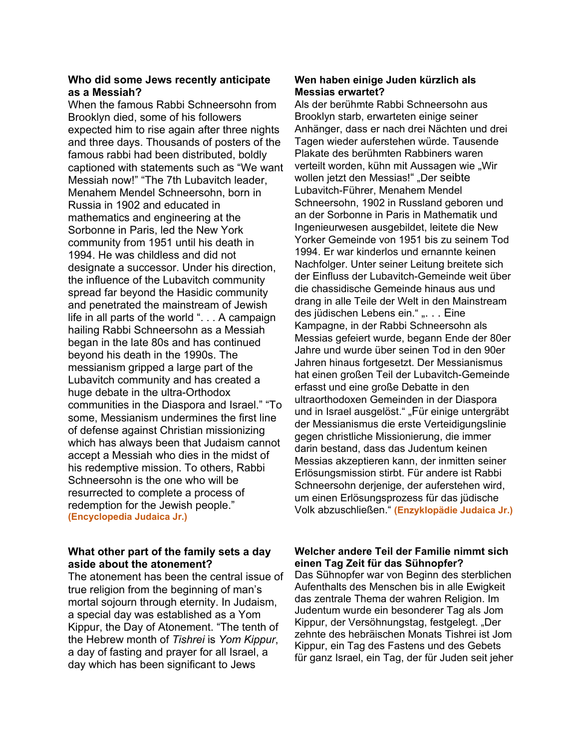**Who did some Jews recently anticipate as a Messiah?**

When the famous Rabbi Schneersohn from Brooklyn died, some of his followers expected him to rise again after three nights and three days. Thousands of posters of the famous rabbi had been distributed, boldly captioned with statements such as "We want Messiah now!" "The 7th Lubavitch leader, Menahem Mendel Schneersohn, born in Russia in 1902 and educated in mathematics and engineering at the Sorbonne in Paris, led the New York community from 1951 until his death in 1994. He was childless and did not designate a successor. Under his direction, the influence of the Lubavitch community spread far beyond the Hasidic community and penetrated the mainstream of Jewish life in all parts of the world ". . . A campaign hailing Rabbi Schneersohn as a Messiah began in the late 80s and has continued beyond his death in the 1990s. The messianism gripped a large part of the Lubavitch community and has created a huge debate in the ultra-Orthodox communities in the Diaspora and Israel." "To some, Messianism undermines the first line of defense against Christian missionizing which has always been that Judaism cannot accept a Messiah who dies in the midst of his redemptive mission. To others, Rabbi Schneersohn is the one who will be resurrected to complete a process of redemption for the Jewish people." **(Encyclopedia Judaica Jr.)**

**What other part of the family sets a day aside about the atonement?**

The atonement has been the central issue of true religion from the beginning of man's mortal sojourn through eternity. In Judaism, a special day was established as a Yom Kippur, the Day of Atonement. "The tenth of the Hebrew month of *Tishrei* is *Yom Kippur*, a day of fasting and prayer for all Israel, a day which has been significant to Jews

**Wen haben einige Juden kürzlich als Messias erwartet?**

Als der berühmte Rabbi Schneersohn aus Brooklyn starb, erwarteten einige seiner Anhänger, dass er nach drei Nächten und drei Tagen wieder auferstehen würde. Tausende Plakate des berühmten Rabbiners waren verteilt worden, kühn mit Aussagen wie „Wir wollen jetzt den Messias!" „Der seibte Lubavitch-Führer, Menahem Mendel Schneersohn, 1902 in Russland geboren und an der Sorbonne in Paris in Mathematik und Ingenieurwesen ausgebildet, leitete die New Yorker Gemeinde von 1951 bis zu seinem Tod 1994. Er war kinderlos und ernannte keinen Nachfolger. Unter seiner Leitung breitete sich der Einfluss der Lubavitch-Gemeinde weit über die chassidische Gemeinde hinaus aus und drang in alle Teile der Welt in den Mainstream des jüdischen Lebens ein." „. . . Eine Kampagne, in der Rabbi Schneersohn als Messias gefeiert wurde, begann Ende der 80er Jahre und wurde über seinen Tod in den 90er Jahren hinaus fortgesetzt. Der Messianismus hat einen großen Teil der Lubavitch-Gemeinde erfasst und eine große Debatte in den ultraorthodoxen Gemeinden in der Diaspora und in Israel ausgelöst." „Für einige untergräbt der Messianismus die erste Verteidigungslinie gegen christliche Missionierung, die immer darin bestand, dass das Judentum keinen Messias akzeptieren kann, der inmitten seiner Erlösungsmission stirbt. Für andere ist Rabbi Schneersohn derjenige, der auferstehen wird, um einen Erlösungsprozess für das jüdische Volk abzuschließen." **(Enzyklopädie Judaica Jr.)**

**Welcher andere Teil der Familie nimmt sich einen Tag Zeit für das Sühnopfer?**

Das Sühnopfer war von Beginn des sterblichen Aufenthalts des Menschen bis in alle Ewigkeit das zentrale Thema der wahren Religion. Im Judentum wurde ein besonderer Tag als Jom Kippur, der Versöhnungstag, festgelegt. „Der zehnte des hebräischen Monats Tishrei ist Jom Kippur, ein Tag des Fastens und des Gebets für ganz Israel, ein Tag, der für Juden seit jeher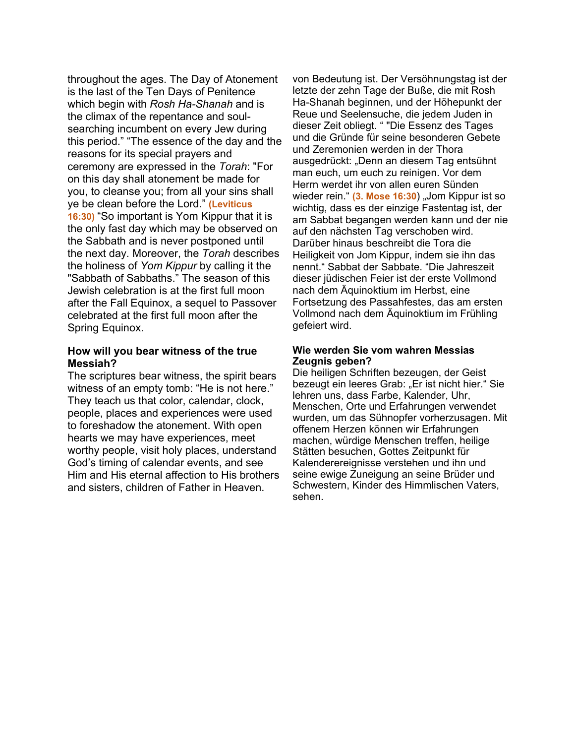throughout the ages. The Day of Atonement is the last of the Ten Days of Penitence which begin with *Rosh Ha-Shanah* and is the climax of the repentance and soul-searching incumbent on every Jew during this period." "The essence of the day and the reasons for its special prayers and ceremony are expressed in the *Torah*: "For on this day shall atonement be made for you, to cleanse you; from all your sins shall ye be clean before the Lord." **(Leviticus 16:30)** "So important is Yom Kippur that it is the only fast day which may be observed on the Sabbath and is never postponed until the next day. Moreover, the *Torah* describes the holiness of *Yom Kippur* by calling it the "Sabbath of Sabbaths." The season of this Jewish celebration is at the first full moon after the Fall Equinox, a sequel to Passover celebrated at the first full moon after the Spring Equinox.

**How will you bear witness of the true Messiah?**

The scriptures bear witness, the spirit bears witness of an empty tomb: "He is not here." They teach us that color, calendar, clock, people, places and experiences were used to foreshadow the atonement. With open hearts we may have experiences, meet worthy people, visit holy places, understand God's timing of calendar events, and see Him and His eternal affection to His brothers and sisters, children of Father in Heaven.

von Bedeutung ist. Der Versöhnungstag ist der letzte der zehn Tage der Buße, die mit Rosh Ha-Shanah beginnen, und der Höhepunkt der Reue und Seelensuche, die jedem Juden in dieser Zeit obliegt. " "Die Essenz des Tages und die Gründe für seine besonderen Gebete und Zeremonien werden in der Thora ausgedrückt: „Denn an diesem Tag entsühnt man euch, um euch zu reinigen. Vor dem Herrn werdet ihr von allen euren Sünden wieder rein." **(3. Mose 16:30)** „Jom Kippur ist so wichtig, dass es der einzige Fastentag ist, der am Sabbat begangen werden kann und der nie auf den nächsten Tag verschoben wird. Darüber hinaus beschreibt die Tora die Heiligkeit von Jom Kippur, indem sie ihn das nennt." Sabbat der Sabbate. "Die Jahreszeit dieser jüdischen Feier ist der erste Vollmond nach dem Äquinoktium im Herbst, eine Fortsetzung des Passahfestes, das am ersten Vollmond nach dem Äquinoktium im Frühling gefeiert wird.

**Wie werden Sie vom wahren Messias Zeugnis geben?**

Die heiligen Schriften bezeugen, der Geist bezeugt ein leeres Grab: „Er ist nicht hier." Sie lehren uns, dass Farbe, Kalender, Uhr, Menschen, Orte und Erfahrungen verwendet wurden, um das Sühnopfer vorherzusagen. Mit offenem Herzen können wir Erfahrungen machen, würdige Menschen treffen, heilige Stätten besuchen, Gottes Zeitpunkt für Kalenderereignisse verstehen und ihn und seine ewige Zuneigung an seine Brüder und Schwestern, Kinder des Himmlischen Vaters, sehen.